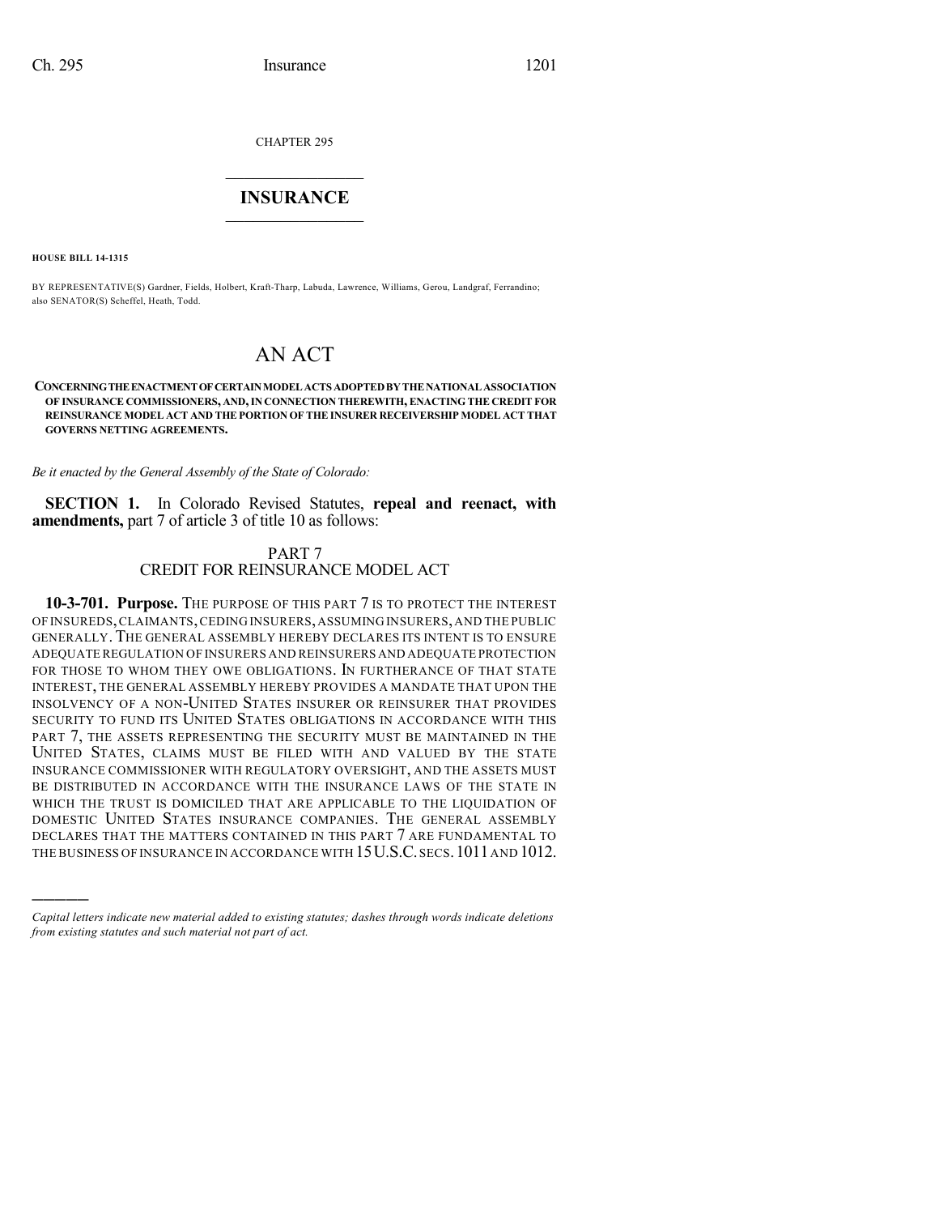CHAPTER 295

# INSURANCE

**HOUSE BILL 14-1315**

BY REPRESENTATIVE(S) Gardner, Fields, Holbert, Kraft-Tharp, Labuda, Lawrence, Williams, Gerou, Landgraf, Ferrandino; also SENATOR(S) Scheffel, Heath, Todd.

# AN ACT

**CONCERNING THE ENACTMENT OF CERTAIN MODEL ACTS ADOPTED BY THE NATIONAL ASSOCIATION OF INSURANCE COMMISSIONERS, AND, IN CONNECTION THEREWITH, ENACTING THE CREDIT FOR REINSURANCE MODEL ACT AND THE PORTION OF THE INSURER RECEIVERSHIP MODEL ACT THAT GOVERNS NETTING AGREEMENTS.**

*Be it enacted by the General Assembly of the State of Colorado:*

**SECTION 1.** In Colorado Revised Statutes, **repeal and reenact, with amendments,** part 7 of article 3 of title 10 as follows:

## PART 7
## CREDIT FOR REINSURANCE MODEL ACT

**10-3-701. Purpose.** THE PURPOSE OF THIS PART 7 IS TO PROTECT THE INTEREST OF INSUREDS, CLAIMANTS, CEDING INSURERS, ASSUMING INSURERS, AND THE PUBLIC GENERALLY. THE GENERAL ASSEMBLY HEREBY DECLARES ITS INTENT IS TO ENSURE ADEQUATE REGULATION OF INSURERS AND REINSURERS AND ADEQUATE PROTECTION FOR THOSE TO WHOM THEY OWE OBLIGATIONS. IN FURTHERANCE OF THAT STATE INTEREST, THE GENERAL ASSEMBLY HEREBY PROVIDES A MANDATE THAT UPON THE INSOLVENCY OF A NON-UNITED STATES INSURER OR REINSURER THAT PROVIDES SECURITY TO FUND ITS UNITED STATES OBLIGATIONS IN ACCORDANCE WITH THIS PART 7, THE ASSETS REPRESENTING THE SECURITY MUST BE MAINTAINED IN THE UNITED STATES, CLAIMS MUST BE FILED WITH AND VALUED BY THE STATE INSURANCE COMMISSIONER WITH REGULATORY OVERSIGHT, AND THE ASSETS MUST BE DISTRIBUTED IN ACCORDANCE WITH THE INSURANCE LAWS OF THE STATE IN WHICH THE TRUST IS DOMICILED THAT ARE APPLICABLE TO THE LIQUIDATION OF DOMESTIC UNITED STATES INSURANCE COMPANIES. THE GENERAL ASSEMBLY DECLARES THAT THE MATTERS CONTAINED IN THIS PART 7 ARE FUNDAMENTAL TO THE BUSINESS OF INSURANCE IN ACCORDANCE WITH 15 U.S.C. SECS. 1011 AND 1012.

---

*Capital letters indicate new material added to existing statutes; dashes through words indicate deletions from existing statutes and such material not part of act.*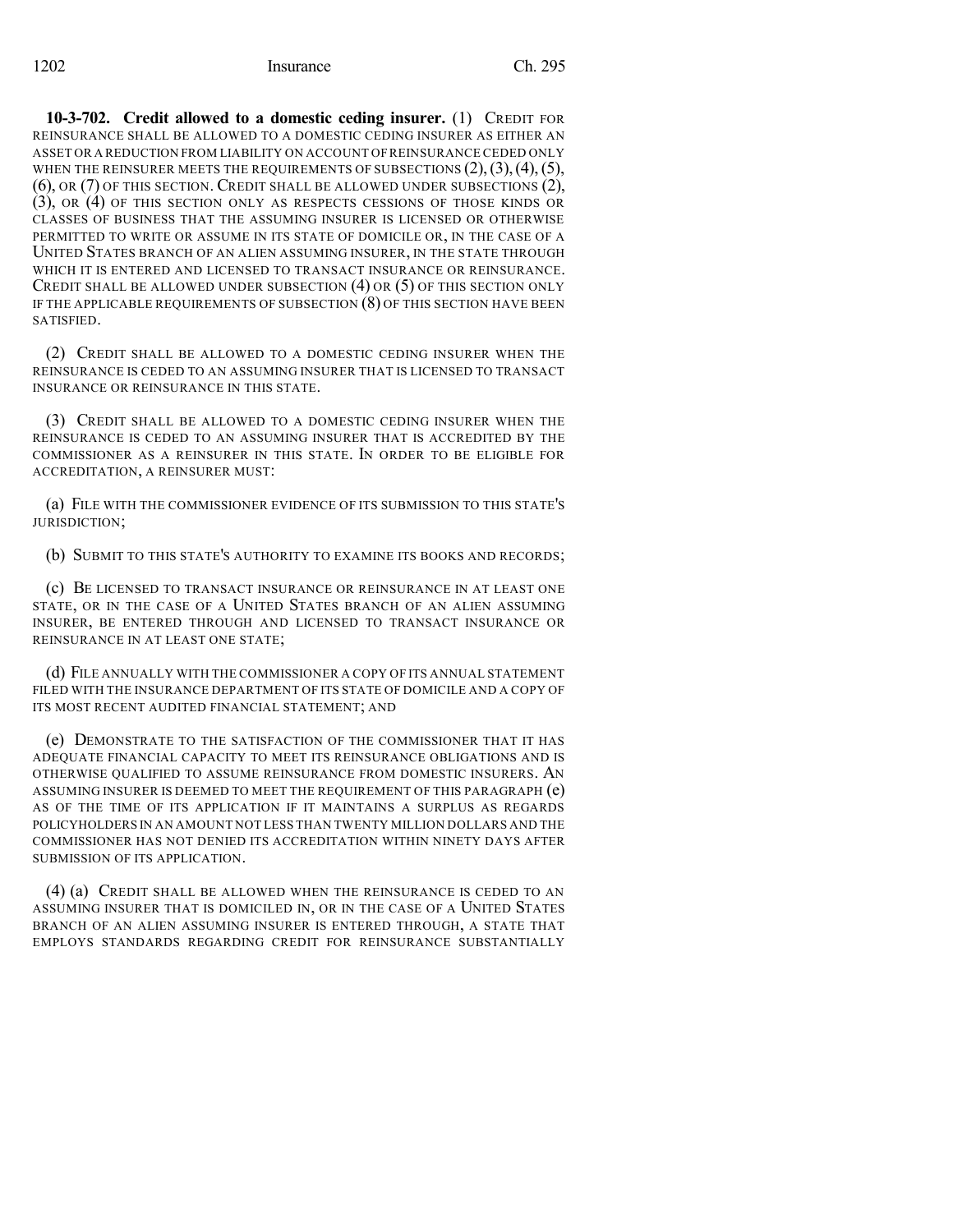**10-3-702. Credit allowed to a domestic ceding insurer.** (1) CREDIT FOR REINSURANCE SHALL BE ALLOWED TO A DOMESTIC CEDING INSURER AS EITHER AN ASSET OR A REDUCTION FROM LIABILITY ON ACCOUNT OF REINSURANCE CEDED ONLY WHEN THE REINSURER MEETS THE REQUIREMENTS OF SUBSECTIONS (2), (3), (4), (5), (6), OR (7) OF THIS SECTION. CREDIT SHALL BE ALLOWED UNDER SUBSECTIONS (2), (3), OR (4) OF THIS SECTION ONLY AS RESPECTS CESSIONS OF THOSE KINDS OR CLASSES OF BUSINESS THAT THE ASSUMING INSURER IS LICENSED OR OTHERWISE PERMITTED TO WRITE OR ASSUME IN ITS STATE OF DOMICILE OR, IN THE CASE OF A UNITED STATES BRANCH OF AN ALIEN ASSUMING INSURER, IN THE STATE THROUGH WHICH IT IS ENTERED AND LICENSED TO TRANSACT INSURANCE OR REINSURANCE. CREDIT SHALL BE ALLOWED UNDER SUBSECTION (4) OR (5) OF THIS SECTION ONLY IF THE APPLICABLE REQUIREMENTS OF SUBSECTION (8) OF THIS SECTION HAVE BEEN SATISFIED.

(2) CREDIT SHALL BE ALLOWED TO A DOMESTIC CEDING INSURER WHEN THE REINSURANCE IS CEDED TO AN ASSUMING INSURER THAT IS LICENSED TO TRANSACT INSURANCE OR REINSURANCE IN THIS STATE.

(3) CREDIT SHALL BE ALLOWED TO A DOMESTIC CEDING INSURER WHEN THE REINSURANCE IS CEDED TO AN ASSUMING INSURER THAT IS ACCREDITED BY THE COMMISSIONER AS A REINSURER IN THIS STATE. IN ORDER TO BE ELIGIBLE FOR ACCREDITATION, A REINSURER MUST:

(a) FILE WITH THE COMMISSIONER EVIDENCE OF ITS SUBMISSION TO THIS STATE'S JURISDICTION;

(b) SUBMIT TO THIS STATE'S AUTHORITY TO EXAMINE ITS BOOKS AND RECORDS;

(c) BE LICENSED TO TRANSACT INSURANCE OR REINSURANCE IN AT LEAST ONE STATE, OR IN THE CASE OF A UNITED STATES BRANCH OF AN ALIEN ASSUMING INSURER, BE ENTERED THROUGH AND LICENSED TO TRANSACT INSURANCE OR REINSURANCE IN AT LEAST ONE STATE;

(d) FILE ANNUALLY WITH THE COMMISSIONER A COPY OF ITS ANNUAL STATEMENT FILED WITH THE INSURANCE DEPARTMENT OF ITS STATE OF DOMICILE AND A COPY OF ITS MOST RECENT AUDITED FINANCIAL STATEMENT; AND

(e) DEMONSTRATE TO THE SATISFACTION OF THE COMMISSIONER THAT IT HAS ADEQUATE FINANCIAL CAPACITY TO MEET ITS REINSURANCE OBLIGATIONS AND IS OTHERWISE QUALIFIED TO ASSUME REINSURANCE FROM DOMESTIC INSURERS. AN ASSUMING INSURER IS DEEMED TO MEET THE REQUIREMENT OF THIS PARAGRAPH (e) AS OF THE TIME OF ITS APPLICATION IF IT MAINTAINS A SURPLUS AS REGARDS POLICYHOLDERS IN AN AMOUNT NOT LESS THAN TWENTY MILLION DOLLARS AND THE COMMISSIONER HAS NOT DENIED ITS ACCREDITATION WITHIN NINETY DAYS AFTER SUBMISSION OF ITS APPLICATION.

(4) (a) CREDIT SHALL BE ALLOWED WHEN THE REINSURANCE IS CEDED TO AN ASSUMING INSURER THAT IS DOMICILED IN, OR IN THE CASE OF A UNITED STATES BRANCH OF AN ALIEN ASSUMING INSURER IS ENTERED THROUGH, A STATE THAT EMPLOYS STANDARDS REGARDING CREDIT FOR REINSURANCE SUBSTANTIALLY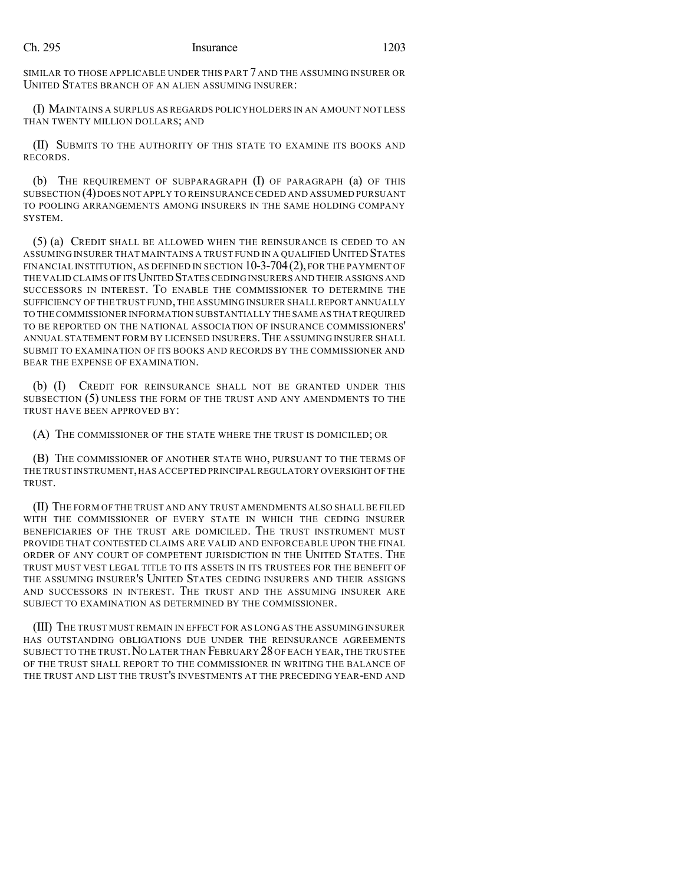SIMILAR TO THOSE APPLICABLE UNDER THIS PART 7 AND THE ASSUMING INSURER OR UNITED STATES BRANCH OF AN ALIEN ASSUMING INSURER:

(I) MAINTAINS A SURPLUS AS REGARDS POLICYHOLDERS IN AN AMOUNT NOT LESS THAN TWENTY MILLION DOLLARS; AND

(II) SUBMITS TO THE AUTHORITY OF THIS STATE TO EXAMINE ITS BOOKS AND RECORDS.

(b) THE REQUIREMENT OF SUBPARAGRAPH (I) OF PARAGRAPH (a) OF THIS SUBSECTION (4) DOES NOT APPLY TO REINSURANCE CEDED AND ASSUMED PURSUANT TO POOLING ARRANGEMENTS AMONG INSURERS IN THE SAME HOLDING COMPANY SYSTEM.

(5) (a) CREDIT SHALL BE ALLOWED WHEN THE REINSURANCE IS CEDED TO AN ASSUMING INSURER THAT MAINTAINS A TRUST FUND IN A QUALIFIED UNITED STATES FINANCIAL INSTITUTION, AS DEFINED IN SECTION 10-3-704 (2), FOR THE PAYMENT OF THE VALID CLAIMS OF ITS UNITED STATES CEDING INSURERS AND THEIR ASSIGNS AND SUCCESSORS IN INTEREST. TO ENABLE THE COMMISSIONER TO DETERMINE THE SUFFICIENCY OF THE TRUST FUND, THE ASSUMING INSURER SHALL REPORT ANNUALLY TO THE COMMISSIONER INFORMATION SUBSTANTIALLY THE SAME AS THAT REQUIRED TO BE REPORTED ON THE NATIONAL ASSOCIATION OF INSURANCE COMMISSIONERS' ANNUAL STATEMENT FORM BY LICENSED INSURERS. THE ASSUMING INSURER SHALL SUBMIT TO EXAMINATION OF ITS BOOKS AND RECORDS BY THE COMMISSIONER AND BEAR THE EXPENSE OF EXAMINATION.

(b) (I) CREDIT FOR REINSURANCE SHALL NOT BE GRANTED UNDER THIS SUBSECTION (5) UNLESS THE FORM OF THE TRUST AND ANY AMENDMENTS TO THE TRUST HAVE BEEN APPROVED BY:

(A) THE COMMISSIONER OF THE STATE WHERE THE TRUST IS DOMICILED; OR

(B) THE COMMISSIONER OF ANOTHER STATE WHO, PURSUANT TO THE TERMS OF THE TRUST INSTRUMENT, HAS ACCEPTED PRINCIPAL REGULATORY OVERSIGHT OF THE TRUST.

(II) THE FORM OF THE TRUST AND ANY TRUST AMENDMENTS ALSO SHALL BE FILED WITH THE COMMISSIONER OF EVERY STATE IN WHICH THE CEDING INSURER BENEFICIARIES OF THE TRUST ARE DOMICILED. THE TRUST INSTRUMENT MUST PROVIDE THAT CONTESTED CLAIMS ARE VALID AND ENFORCEABLE UPON THE FINAL ORDER OF ANY COURT OF COMPETENT JURISDICTION IN THE UNITED STATES. THE TRUST MUST VEST LEGAL TITLE TO ITS ASSETS IN ITS TRUSTEES FOR THE BENEFIT OF THE ASSUMING INSURER'S UNITED STATES CEDING INSURERS AND THEIR ASSIGNS AND SUCCESSORS IN INTEREST. THE TRUST AND THE ASSUMING INSURER ARE SUBJECT TO EXAMINATION AS DETERMINED BY THE COMMISSIONER.

(III) THE TRUST MUST REMAIN IN EFFECT FOR AS LONG AS THE ASSUMING INSURER HAS OUTSTANDING OBLIGATIONS DUE UNDER THE REINSURANCE AGREEMENTS SUBJECT TO THE TRUST. NO LATER THAN FEBRUARY 28 OF EACH YEAR, THE TRUSTEE OF THE TRUST SHALL REPORT TO THE COMMISSIONER IN WRITING THE BALANCE OF THE TRUST AND LIST THE TRUST'S INVESTMENTS AT THE PRECEDING YEAR-END AND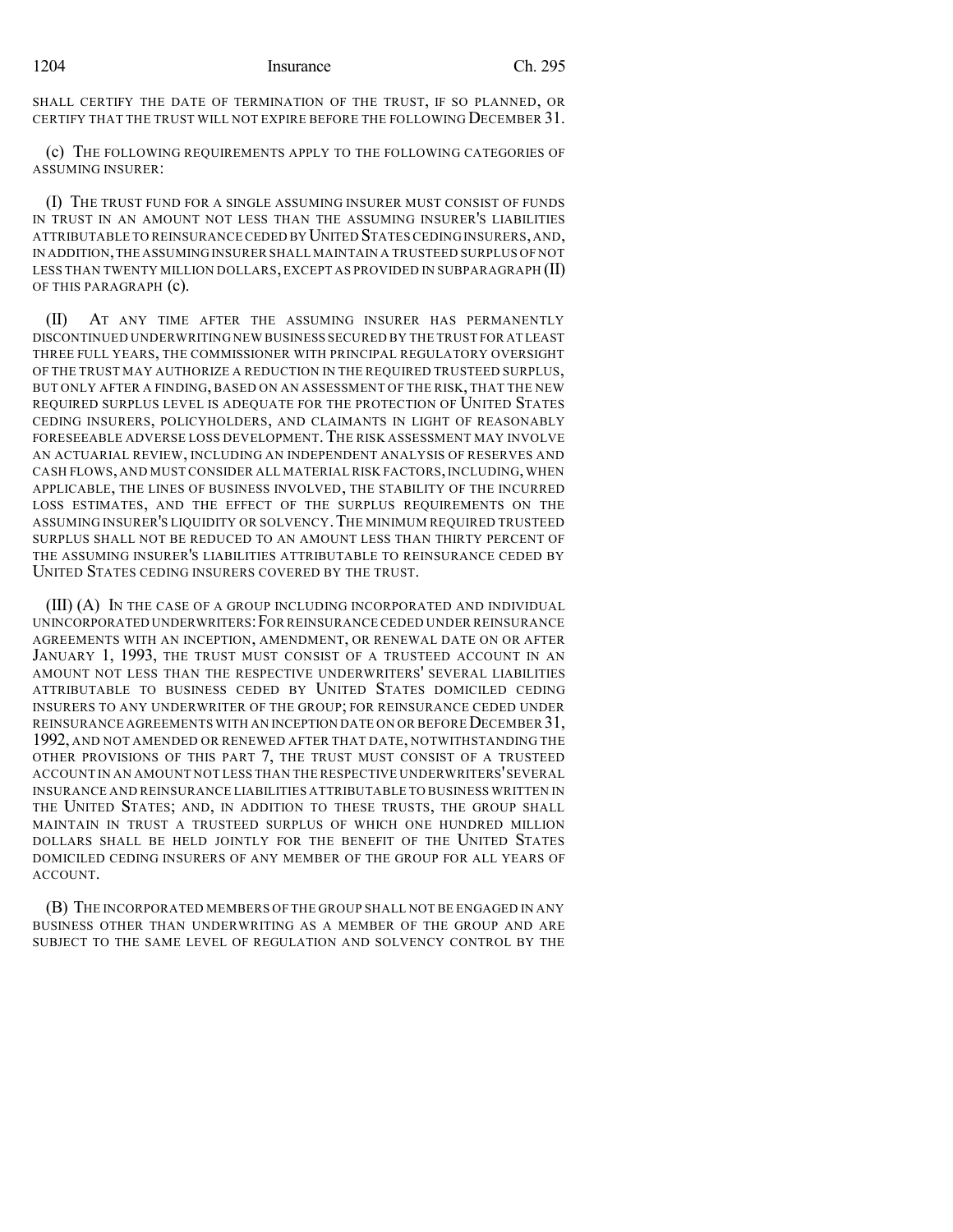SHALL CERTIFY THE DATE OF TERMINATION OF THE TRUST, IF SO PLANNED, OR CERTIFY THAT THE TRUST WILL NOT EXPIRE BEFORE THE FOLLOWING DECEMBER 31.

(c) THE FOLLOWING REQUIREMENTS APPLY TO THE FOLLOWING CATEGORIES OF ASSUMING INSURER:

(I) THE TRUST FUND FOR A SINGLE ASSUMING INSURER MUST CONSIST OF FUNDS IN TRUST IN AN AMOUNT NOT LESS THAN THE ASSUMING INSURER'S LIABILITIES ATTRIBUTABLE TO REINSURANCE CEDED BY UNITED STATES CEDING INSURERS, AND, IN ADDITION, THE ASSUMING INSURER SHALL MAINTAIN A TRUSTEED SURPLUS OF NOT LESS THAN TWENTY MILLION DOLLARS, EXCEPT AS PROVIDED IN SUBPARAGRAPH (II) OF THIS PARAGRAPH (c).

(II) AT ANY TIME AFTER THE ASSUMING INSURER HAS PERMANENTLY DISCONTINUED UNDERWRITING NEW BUSINESS SECURED BY THE TRUST FOR AT LEAST THREE FULL YEARS, THE COMMISSIONER WITH PRINCIPAL REGULATORY OVERSIGHT OF THE TRUST MAY AUTHORIZE A REDUCTION IN THE REQUIRED TRUSTEED SURPLUS, BUT ONLY AFTER A FINDING, BASED ON AN ASSESSMENT OF THE RISK, THAT THE NEW REQUIRED SURPLUS LEVEL IS ADEQUATE FOR THE PROTECTION OF UNITED STATES CEDING INSURERS, POLICYHOLDERS, AND CLAIMANTS IN LIGHT OF REASONABLY FORESEEABLE ADVERSE LOSS DEVELOPMENT. THE RISK ASSESSMENT MAY INVOLVE AN ACTUARIAL REVIEW, INCLUDING AN INDEPENDENT ANALYSIS OF RESERVES AND CASH FLOWS, AND MUST CONSIDER ALL MATERIAL RISK FACTORS, INCLUDING, WHEN APPLICABLE, THE LINES OF BUSINESS INVOLVED, THE STABILITY OF THE INCURRED LOSS ESTIMATES, AND THE EFFECT OF THE SURPLUS REQUIREMENTS ON THE ASSUMING INSURER'S LIQUIDITY OR SOLVENCY. THE MINIMUM REQUIRED TRUSTEED SURPLUS SHALL NOT BE REDUCED TO AN AMOUNT LESS THAN THIRTY PERCENT OF THE ASSUMING INSURER'S LIABILITIES ATTRIBUTABLE TO REINSURANCE CEDED BY UNITED STATES CEDING INSURERS COVERED BY THE TRUST.

(III) (A) IN THE CASE OF A GROUP INCLUDING INCORPORATED AND INDIVIDUAL UNINCORPORATED UNDERWRITERS: FOR REINSURANCE CEDED UNDER REINSURANCE AGREEMENTS WITH AN INCEPTION, AMENDMENT, OR RENEWAL DATE ON OR AFTER JANUARY 1, 1993, THE TRUST MUST CONSIST OF A TRUSTEED ACCOUNT IN AN AMOUNT NOT LESS THAN THE RESPECTIVE UNDERWRITERS' SEVERAL LIABILITIES ATTRIBUTABLE TO BUSINESS CEDED BY UNITED STATES DOMICILED CEDING INSURERS TO ANY UNDERWRITER OF THE GROUP; FOR REINSURANCE CEDED UNDER REINSURANCE AGREEMENTS WITH AN INCEPTION DATE ON OR BEFORE DECEMBER 31, 1992, AND NOT AMENDED OR RENEWED AFTER THAT DATE, NOTWITHSTANDING THE OTHER PROVISIONS OF THIS PART 7, THE TRUST MUST CONSIST OF A TRUSTEED ACCOUNT IN AN AMOUNT NOT LESS THAN THE RESPECTIVE UNDERWRITERS' SEVERAL INSURANCE AND REINSURANCE LIABILITIES ATTRIBUTABLE TO BUSINESS WRITTEN IN THE UNITED STATES; AND, IN ADDITION TO THESE TRUSTS, THE GROUP SHALL MAINTAIN IN TRUST A TRUSTEED SURPLUS OF WHICH ONE HUNDRED MILLION DOLLARS SHALL BE HELD JOINTLY FOR THE BENEFIT OF THE UNITED STATES DOMICILED CEDING INSURERS OF ANY MEMBER OF THE GROUP FOR ALL YEARS OF ACCOUNT.

(B) THE INCORPORATED MEMBERS OF THE GROUP SHALL NOT BE ENGAGED IN ANY BUSINESS OTHER THAN UNDERWRITING AS A MEMBER OF THE GROUP AND ARE SUBJECT TO THE SAME LEVEL OF REGULATION AND SOLVENCY CONTROL BY THE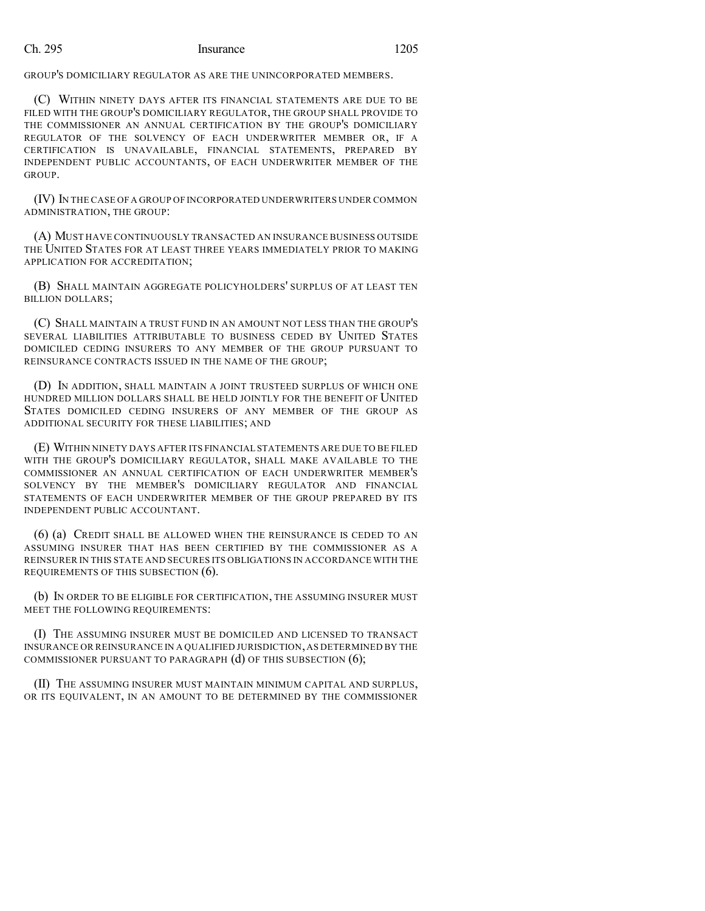GROUP'S DOMICILIARY REGULATOR AS ARE THE UNINCORPORATED MEMBERS.

(C) WITHIN NINETY DAYS AFTER ITS FINANCIAL STATEMENTS ARE DUE TO BE FILED WITH THE GROUP'S DOMICILIARY REGULATOR, THE GROUP SHALL PROVIDE TO THE COMMISSIONER AN ANNUAL CERTIFICATION BY THE GROUP'S DOMICILIARY REGULATOR OF THE SOLVENCY OF EACH UNDERWRITER MEMBER OR, IF A CERTIFICATION IS UNAVAILABLE, FINANCIAL STATEMENTS, PREPARED BY INDEPENDENT PUBLIC ACCOUNTANTS, OF EACH UNDERWRITER MEMBER OF THE GROUP.

(IV) IN THE CASE OF A GROUP OF INCORPORATED UNDERWRITERS UNDER COMMON ADMINISTRATION, THE GROUP:

(A) MUST HAVE CONTINUOUSLY TRANSACTED AN INSURANCE BUSINESS OUTSIDE THE UNITED STATES FOR AT LEAST THREE YEARS IMMEDIATELY PRIOR TO MAKING APPLICATION FOR ACCREDITATION;

(B) SHALL MAINTAIN AGGREGATE POLICYHOLDERS' SURPLUS OF AT LEAST TEN BILLION DOLLARS;

(C) SHALL MAINTAIN A TRUST FUND IN AN AMOUNT NOT LESS THAN THE GROUP'S SEVERAL LIABILITIES ATTRIBUTABLE TO BUSINESS CEDED BY UNITED STATES DOMICILED CEDING INSURERS TO ANY MEMBER OF THE GROUP PURSUANT TO REINSURANCE CONTRACTS ISSUED IN THE NAME OF THE GROUP;

(D) IN ADDITION, SHALL MAINTAIN A JOINT TRUSTEED SURPLUS OF WHICH ONE HUNDRED MILLION DOLLARS SHALL BE HELD JOINTLY FOR THE BENEFIT OF UNITED STATES DOMICILED CEDING INSURERS OF ANY MEMBER OF THE GROUP AS ADDITIONAL SECURITY FOR THESE LIABILITIES; AND

(E) WITHIN NINETY DAYS AFTER ITS FINANCIAL STATEMENTS ARE DUE TO BE FILED WITH THE GROUP'S DOMICILIARY REGULATOR, SHALL MAKE AVAILABLE TO THE COMMISSIONER AN ANNUAL CERTIFICATION OF EACH UNDERWRITER MEMBER'S SOLVENCY BY THE MEMBER'S DOMICILIARY REGULATOR AND FINANCIAL STATEMENTS OF EACH UNDERWRITER MEMBER OF THE GROUP PREPARED BY ITS INDEPENDENT PUBLIC ACCOUNTANT.

(6) (a) CREDIT SHALL BE ALLOWED WHEN THE REINSURANCE IS CEDED TO AN ASSUMING INSURER THAT HAS BEEN CERTIFIED BY THE COMMISSIONER AS A REINSURER IN THIS STATE AND SECURES ITS OBLIGATIONS IN ACCORDANCE WITH THE REQUIREMENTS OF THIS SUBSECTION (6).

(b) IN ORDER TO BE ELIGIBLE FOR CERTIFICATION, THE ASSUMING INSURER MUST MEET THE FOLLOWING REQUIREMENTS:

(I) THE ASSUMING INSURER MUST BE DOMICILED AND LICENSED TO TRANSACT INSURANCE OR REINSURANCE IN A QUALIFIED JURISDICTION, AS DETERMINED BY THE COMMISSIONER PURSUANT TO PARAGRAPH (d) OF THIS SUBSECTION (6);

(II) THE ASSUMING INSURER MUST MAINTAIN MINIMUM CAPITAL AND SURPLUS, OR ITS EQUIVALENT, IN AN AMOUNT TO BE DETERMINED BY THE COMMISSIONER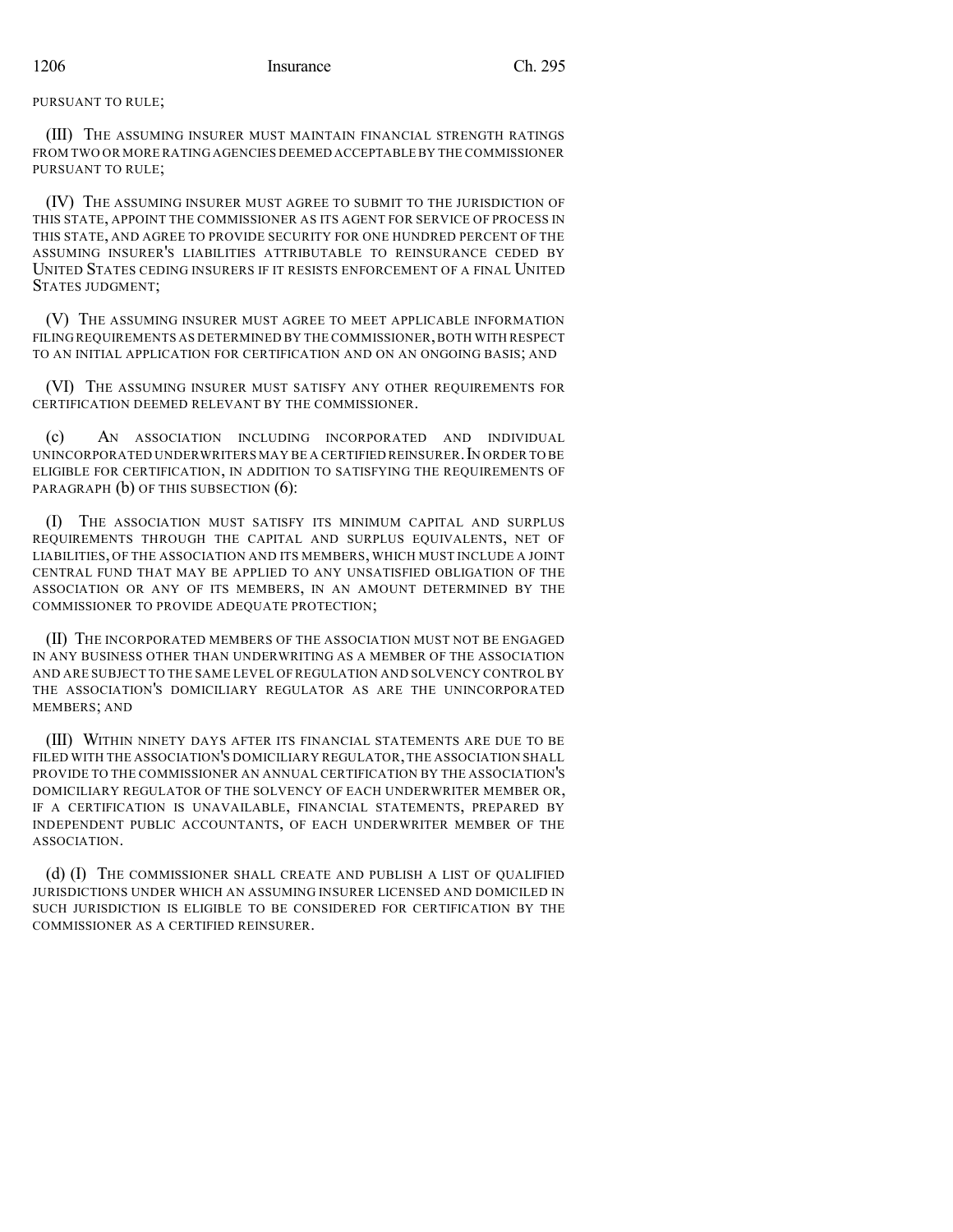PURSUANT TO RULE;

(III) THE ASSUMING INSURER MUST MAINTAIN FINANCIAL STRENGTH RATINGS FROM TWO OR MORE RATING AGENCIES DEEMED ACCEPTABLE BY THE COMMISSIONER PURSUANT TO RULE;

(IV) THE ASSUMING INSURER MUST AGREE TO SUBMIT TO THE JURISDICTION OF THIS STATE, APPOINT THE COMMISSIONER AS ITS AGENT FOR SERVICE OF PROCESS IN THIS STATE, AND AGREE TO PROVIDE SECURITY FOR ONE HUNDRED PERCENT OF THE ASSUMING INSURER'S LIABILITIES ATTRIBUTABLE TO REINSURANCE CEDED BY UNITED STATES CEDING INSURERS IF IT RESISTS ENFORCEMENT OF A FINAL UNITED STATES JUDGMENT;

(V) THE ASSUMING INSURER MUST AGREE TO MEET APPLICABLE INFORMATION FILING REQUIREMENTS AS DETERMINED BY THE COMMISSIONER, BOTH WITH RESPECT TO AN INITIAL APPLICATION FOR CERTIFICATION AND ON AN ONGOING BASIS; AND

(VI) THE ASSUMING INSURER MUST SATISFY ANY OTHER REQUIREMENTS FOR CERTIFICATION DEEMED RELEVANT BY THE COMMISSIONER.

(c) AN ASSOCIATION INCLUDING INCORPORATED AND INDIVIDUAL UNINCORPORATED UNDERWRITERS MAY BE A CERTIFIED REINSURER. IN ORDER TO BE ELIGIBLE FOR CERTIFICATION, IN ADDITION TO SATISFYING THE REQUIREMENTS OF PARAGRAPH (b) OF THIS SUBSECTION (6):

(I) THE ASSOCIATION MUST SATISFY ITS MINIMUM CAPITAL AND SURPLUS REQUIREMENTS THROUGH THE CAPITAL AND SURPLUS EQUIVALENTS, NET OF LIABILITIES, OF THE ASSOCIATION AND ITS MEMBERS, WHICH MUST INCLUDE A JOINT CENTRAL FUND THAT MAY BE APPLIED TO ANY UNSATISFIED OBLIGATION OF THE ASSOCIATION OR ANY OF ITS MEMBERS, IN AN AMOUNT DETERMINED BY THE COMMISSIONER TO PROVIDE ADEQUATE PROTECTION;

(II) THE INCORPORATED MEMBERS OF THE ASSOCIATION MUST NOT BE ENGAGED IN ANY BUSINESS OTHER THAN UNDERWRITING AS A MEMBER OF THE ASSOCIATION AND ARE SUBJECT TO THE SAME LEVEL OF REGULATION AND SOLVENCY CONTROL BY THE ASSOCIATION'S DOMICILIARY REGULATOR AS ARE THE UNINCORPORATED MEMBERS; AND

(III) WITHIN NINETY DAYS AFTER ITS FINANCIAL STATEMENTS ARE DUE TO BE FILED WITH THE ASSOCIATION'S DOMICILIARY REGULATOR, THE ASSOCIATION SHALL PROVIDE TO THE COMMISSIONER AN ANNUAL CERTIFICATION BY THE ASSOCIATION'S DOMICILIARY REGULATOR OF THE SOLVENCY OF EACH UNDERWRITER MEMBER OR, IF A CERTIFICATION IS UNAVAILABLE, FINANCIAL STATEMENTS, PREPARED BY INDEPENDENT PUBLIC ACCOUNTANTS, OF EACH UNDERWRITER MEMBER OF THE ASSOCIATION.

(d) (I) THE COMMISSIONER SHALL CREATE AND PUBLISH A LIST OF QUALIFIED JURISDICTIONS UNDER WHICH AN ASSUMING INSURER LICENSED AND DOMICILED IN SUCH JURISDICTION IS ELIGIBLE TO BE CONSIDERED FOR CERTIFICATION BY THE COMMISSIONER AS A CERTIFIED REINSURER.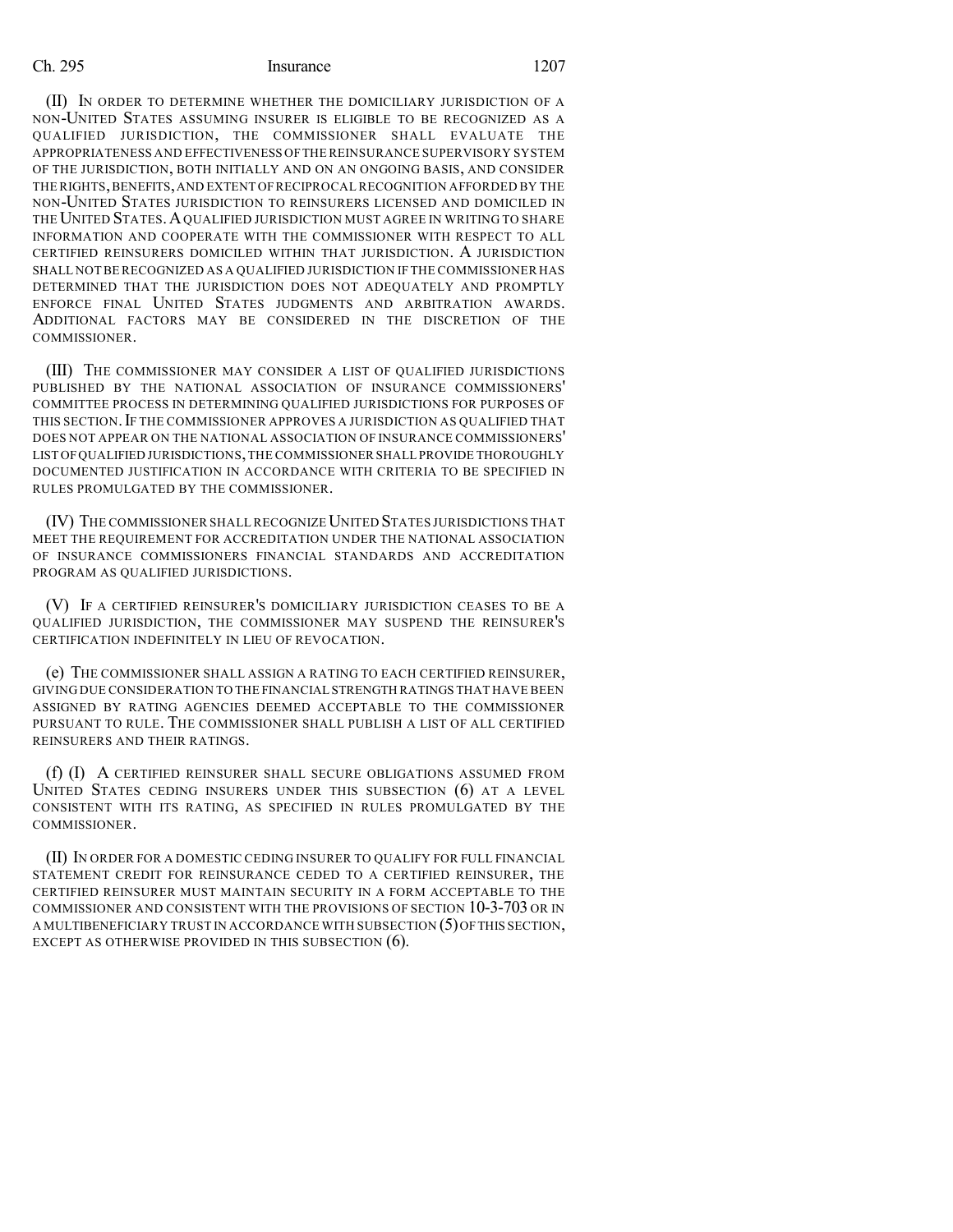(II) IN ORDER TO DETERMINE WHETHER THE DOMICILIARY JURISDICTION OF A NON-UNITED STATES ASSUMING INSURER IS ELIGIBLE TO BE RECOGNIZED AS A QUALIFIED JURISDICTION, THE COMMISSIONER SHALL EVALUATE THE APPROPRIATENESS AND EFFECTIVENESS OF THE REINSURANCE SUPERVISORY SYSTEM OF THE JURISDICTION, BOTH INITIALLY AND ON AN ONGOING BASIS, AND CONSIDER THE RIGHTS, BENEFITS, AND EXTENT OF RECIPROCAL RECOGNITION AFFORDED BY THE NON-UNITED STATES JURISDICTION TO REINSURERS LICENSED AND DOMICILED IN THE UNITED STATES. A QUALIFIED JURISDICTION MUST AGREE IN WRITING TO SHARE INFORMATION AND COOPERATE WITH THE COMMISSIONER WITH RESPECT TO ALL CERTIFIED REINSURERS DOMICILED WITHIN THAT JURISDICTION. A JURISDICTION SHALL NOT BE RECOGNIZED AS A QUALIFIED JURISDICTION IF THE COMMISSIONER HAS DETERMINED THAT THE JURISDICTION DOES NOT ADEQUATELY AND PROMPTLY ENFORCE FINAL UNITED STATES JUDGMENTS AND ARBITRATION AWARDS. ADDITIONAL FACTORS MAY BE CONSIDERED IN THE DISCRETION OF THE COMMISSIONER.

(III) THE COMMISSIONER MAY CONSIDER A LIST OF QUALIFIED JURISDICTIONS PUBLISHED BY THE NATIONAL ASSOCIATION OF INSURANCE COMMISSIONERS' COMMITTEE PROCESS IN DETERMINING QUALIFIED JURISDICTIONS FOR PURPOSES OF THIS SECTION. IF THE COMMISSIONER APPROVES A JURISDICTION AS QUALIFIED THAT DOES NOT APPEAR ON THE NATIONAL ASSOCIATION OF INSURANCE COMMISSIONERS' LIST OF QUALIFIED JURISDICTIONS, THE COMMISSIONER SHALL PROVIDE THOROUGHLY DOCUMENTED JUSTIFICATION IN ACCORDANCE WITH CRITERIA TO BE SPECIFIED IN RULES PROMULGATED BY THE COMMISSIONER.

(IV) THE COMMISSIONER SHALL RECOGNIZE UNITED STATES JURISDICTIONS THAT MEET THE REQUIREMENT FOR ACCREDITATION UNDER THE NATIONAL ASSOCIATION OF INSURANCE COMMISSIONERS FINANCIAL STANDARDS AND ACCREDITATION PROGRAM AS QUALIFIED JURISDICTIONS.

(V) IF A CERTIFIED REINSURER'S DOMICILIARY JURISDICTION CEASES TO BE A QUALIFIED JURISDICTION, THE COMMISSIONER MAY SUSPEND THE REINSURER'S CERTIFICATION INDEFINITELY IN LIEU OF REVOCATION.

(e) THE COMMISSIONER SHALL ASSIGN A RATING TO EACH CERTIFIED REINSURER, GIVING DUE CONSIDERATION TO THE FINANCIAL STRENGTH RATINGS THAT HAVE BEEN ASSIGNED BY RATING AGENCIES DEEMED ACCEPTABLE TO THE COMMISSIONER PURSUANT TO RULE. THE COMMISSIONER SHALL PUBLISH A LIST OF ALL CERTIFIED REINSURERS AND THEIR RATINGS.

(f) (I) A CERTIFIED REINSURER SHALL SECURE OBLIGATIONS ASSUMED FROM UNITED STATES CEDING INSURERS UNDER THIS SUBSECTION (6) AT A LEVEL CONSISTENT WITH ITS RATING, AS SPECIFIED IN RULES PROMULGATED BY THE COMMISSIONER.

(II) IN ORDER FOR A DOMESTIC CEDING INSURER TO QUALIFY FOR FULL FINANCIAL STATEMENT CREDIT FOR REINSURANCE CEDED TO A CERTIFIED REINSURER, THE CERTIFIED REINSURER MUST MAINTAIN SECURITY IN A FORM ACCEPTABLE TO THE COMMISSIONER AND CONSISTENT WITH THE PROVISIONS OF SECTION 10-3-703 OR IN A MULTIBENEFICIARY TRUST IN ACCORDANCE WITH SUBSECTION (5) OF THIS SECTION, EXCEPT AS OTHERWISE PROVIDED IN THIS SUBSECTION (6).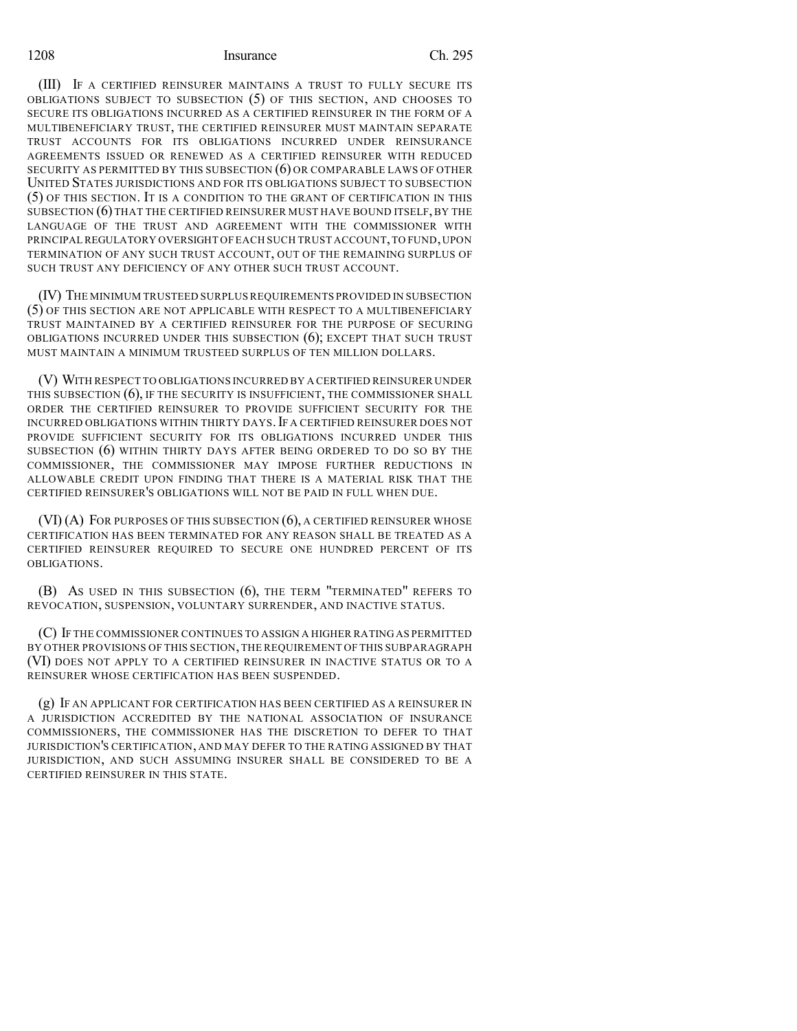(III) IF A CERTIFIED REINSURER MAINTAINS A TRUST TO FULLY SECURE ITS OBLIGATIONS SUBJECT TO SUBSECTION (5) OF THIS SECTION, AND CHOOSES TO SECURE ITS OBLIGATIONS INCURRED AS A CERTIFIED REINSURER IN THE FORM OF A MULTIBENEFICIARY TRUST, THE CERTIFIED REINSURER MUST MAINTAIN SEPARATE TRUST ACCOUNTS FOR ITS OBLIGATIONS INCURRED UNDER REINSURANCE AGREEMENTS ISSUED OR RENEWED AS A CERTIFIED REINSURER WITH REDUCED SECURITY AS PERMITTED BY THIS SUBSECTION (6) OR COMPARABLE LAWS OF OTHER UNITED STATES JURISDICTIONS AND FOR ITS OBLIGATIONS SUBJECT TO SUBSECTION (5) OF THIS SECTION. IT IS A CONDITION TO THE GRANT OF CERTIFICATION IN THIS SUBSECTION (6) THAT THE CERTIFIED REINSURER MUST HAVE BOUND ITSELF, BY THE LANGUAGE OF THE TRUST AND AGREEMENT WITH THE COMMISSIONER WITH PRINCIPAL REGULATORY OVERSIGHT OF EACH SUCH TRUST ACCOUNT, TO FUND, UPON TERMINATION OF ANY SUCH TRUST ACCOUNT, OUT OF THE REMAINING SURPLUS OF SUCH TRUST ANY DEFICIENCY OF ANY OTHER SUCH TRUST ACCOUNT.

(IV) THE MINIMUM TRUSTEED SURPLUS REQUIREMENTS PROVIDED IN SUBSECTION (5) OF THIS SECTION ARE NOT APPLICABLE WITH RESPECT TO A MULTIBENEFICIARY TRUST MAINTAINED BY A CERTIFIED REINSURER FOR THE PURPOSE OF SECURING OBLIGATIONS INCURRED UNDER THIS SUBSECTION (6); EXCEPT THAT SUCH TRUST MUST MAINTAIN A MINIMUM TRUSTEED SURPLUS OF TEN MILLION DOLLARS.

(V) WITH RESPECT TO OBLIGATIONS INCURRED BY A CERTIFIED REINSURER UNDER THIS SUBSECTION (6), IF THE SECURITY IS INSUFFICIENT, THE COMMISSIONER SHALL ORDER THE CERTIFIED REINSURER TO PROVIDE SUFFICIENT SECURITY FOR THE INCURRED OBLIGATIONS WITHIN THIRTY DAYS. IF A CERTIFIED REINSURER DOES NOT PROVIDE SUFFICIENT SECURITY FOR ITS OBLIGATIONS INCURRED UNDER THIS SUBSECTION (6) WITHIN THIRTY DAYS AFTER BEING ORDERED TO DO SO BY THE COMMISSIONER, THE COMMISSIONER MAY IMPOSE FURTHER REDUCTIONS IN ALLOWABLE CREDIT UPON FINDING THAT THERE IS A MATERIAL RISK THAT THE CERTIFIED REINSURER'S OBLIGATIONS WILL NOT BE PAID IN FULL WHEN DUE.

(VI) (A) FOR PURPOSES OF THIS SUBSECTION (6), A CERTIFIED REINSURER WHOSE CERTIFICATION HAS BEEN TERMINATED FOR ANY REASON SHALL BE TREATED AS A CERTIFIED REINSURER REQUIRED TO SECURE ONE HUNDRED PERCENT OF ITS OBLIGATIONS.

(B) AS USED IN THIS SUBSECTION (6), THE TERM "TERMINATED" REFERS TO REVOCATION, SUSPENSION, VOLUNTARY SURRENDER, AND INACTIVE STATUS.

(C) IF THE COMMISSIONER CONTINUES TO ASSIGN A HIGHER RATING AS PERMITTED BY OTHER PROVISIONS OF THIS SECTION, THE REQUIREMENT OF THIS SUBPARAGRAPH (VI) DOES NOT APPLY TO A CERTIFIED REINSURER IN INACTIVE STATUS OR TO A REINSURER WHOSE CERTIFICATION HAS BEEN SUSPENDED.

(g) IF AN APPLICANT FOR CERTIFICATION HAS BEEN CERTIFIED AS A REINSURER IN A JURISDICTION ACCREDITED BY THE NATIONAL ASSOCIATION OF INSURANCE COMMISSIONERS, THE COMMISSIONER HAS THE DISCRETION TO DEFER TO THAT JURISDICTION'S CERTIFICATION, AND MAY DEFER TO THE RATING ASSIGNED BY THAT JURISDICTION, AND SUCH ASSUMING INSURER SHALL BE CONSIDERED TO BE A CERTIFIED REINSURER IN THIS STATE.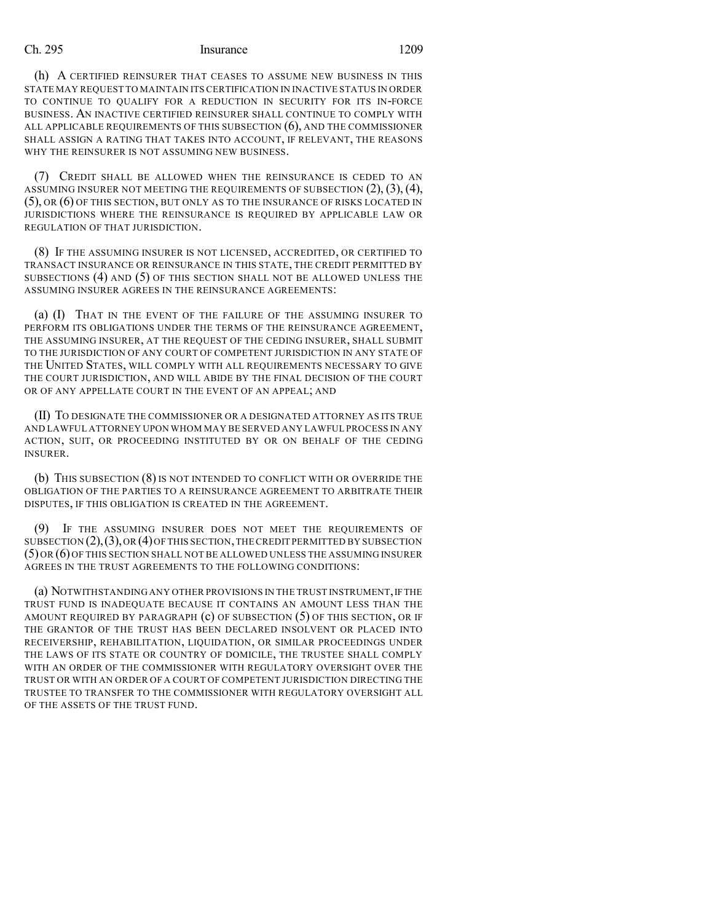(h) A CERTIFIED REINSURER THAT CEASES TO ASSUME NEW BUSINESS IN THIS STATE MAY REQUEST TO MAINTAIN ITS CERTIFICATION IN INACTIVE STATUS IN ORDER TO CONTINUE TO QUALIFY FOR A REDUCTION IN SECURITY FOR ITS IN-FORCE BUSINESS. AN INACTIVE CERTIFIED REINSURER SHALL CONTINUE TO COMPLY WITH ALL APPLICABLE REQUIREMENTS OF THIS SUBSECTION (6), AND THE COMMISSIONER SHALL ASSIGN A RATING THAT TAKES INTO ACCOUNT, IF RELEVANT, THE REASONS WHY THE REINSURER IS NOT ASSUMING NEW BUSINESS.

(7) CREDIT SHALL BE ALLOWED WHEN THE REINSURANCE IS CEDED TO AN ASSUMING INSURER NOT MEETING THE REQUIREMENTS OF SUBSECTION (2), (3), (4), (5), OR (6) OF THIS SECTION, BUT ONLY AS TO THE INSURANCE OF RISKS LOCATED IN JURISDICTIONS WHERE THE REINSURANCE IS REQUIRED BY APPLICABLE LAW OR REGULATION OF THAT JURISDICTION.

(8) IF THE ASSUMING INSURER IS NOT LICENSED, ACCREDITED, OR CERTIFIED TO TRANSACT INSURANCE OR REINSURANCE IN THIS STATE, THE CREDIT PERMITTED BY SUBSECTIONS (4) AND (5) OF THIS SECTION SHALL NOT BE ALLOWED UNLESS THE ASSUMING INSURER AGREES IN THE REINSURANCE AGREEMENTS:

(a) (I) THAT IN THE EVENT OF THE FAILURE OF THE ASSUMING INSURER TO PERFORM ITS OBLIGATIONS UNDER THE TERMS OF THE REINSURANCE AGREEMENT, THE ASSUMING INSURER, AT THE REQUEST OF THE CEDING INSURER, SHALL SUBMIT TO THE JURISDICTION OF ANY COURT OF COMPETENT JURISDICTION IN ANY STATE OF THE UNITED STATES, WILL COMPLY WITH ALL REQUIREMENTS NECESSARY TO GIVE THE COURT JURISDICTION, AND WILL ABIDE BY THE FINAL DECISION OF THE COURT OR OF ANY APPELLATE COURT IN THE EVENT OF AN APPEAL; AND

(II) TO DESIGNATE THE COMMISSIONER OR A DESIGNATED ATTORNEY AS ITS TRUE AND LAWFUL ATTORNEY UPON WHOM MAY BE SERVED ANY LAWFUL PROCESS IN ANY ACTION, SUIT, OR PROCEEDING INSTITUTED BY OR ON BEHALF OF THE CEDING INSURER.

(b) THIS SUBSECTION (8) IS NOT INTENDED TO CONFLICT WITH OR OVERRIDE THE OBLIGATION OF THE PARTIES TO A REINSURANCE AGREEMENT TO ARBITRATE THEIR DISPUTES, IF THIS OBLIGATION IS CREATED IN THE AGREEMENT.

(9) IF THE ASSUMING INSURER DOES NOT MEET THE REQUIREMENTS OF SUBSECTION (2), (3), OR (4) OF THIS SECTION, THE CREDIT PERMITTED BY SUBSECTION (5) OR (6) OF THIS SECTION SHALL NOT BE ALLOWED UNLESS THE ASSUMING INSURER AGREES IN THE TRUST AGREEMENTS TO THE FOLLOWING CONDITIONS:

(a) NOTWITHSTANDING ANY OTHER PROVISIONS IN THE TRUST INSTRUMENT, IF THE TRUST FUND IS INADEQUATE BECAUSE IT CONTAINS AN AMOUNT LESS THAN THE AMOUNT REQUIRED BY PARAGRAPH (c) OF SUBSECTION (5) OF THIS SECTION, OR IF THE GRANTOR OF THE TRUST HAS BEEN DECLARED INSOLVENT OR PLACED INTO RECEIVERSHIP, REHABILITATION, LIQUIDATION, OR SIMILAR PROCEEDINGS UNDER THE LAWS OF ITS STATE OR COUNTRY OF DOMICILE, THE TRUSTEE SHALL COMPLY WITH AN ORDER OF THE COMMISSIONER WITH REGULATORY OVERSIGHT OVER THE TRUST OR WITH AN ORDER OF A COURT OF COMPETENT JURISDICTION DIRECTING THE TRUSTEE TO TRANSFER TO THE COMMISSIONER WITH REGULATORY OVERSIGHT ALL OF THE ASSETS OF THE TRUST FUND.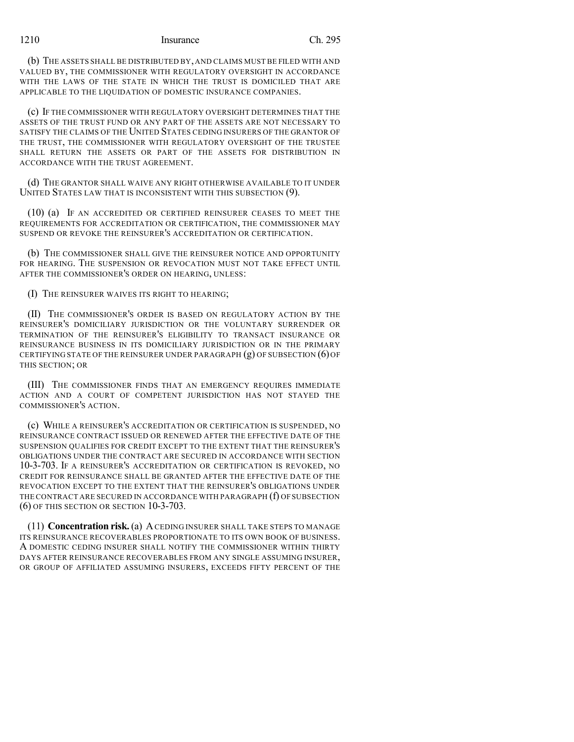(b) THE ASSETS SHALL BE DISTRIBUTED BY, AND CLAIMS MUST BE FILED WITH AND VALUED BY, THE COMMISSIONER WITH REGULATORY OVERSIGHT IN ACCORDANCE WITH THE LAWS OF THE STATE IN WHICH THE TRUST IS DOMICILED THAT ARE APPLICABLE TO THE LIQUIDATION OF DOMESTIC INSURANCE COMPANIES.

(c) IF THE COMMISSIONER WITH REGULATORY OVERSIGHT DETERMINES THAT THE ASSETS OF THE TRUST FUND OR ANY PART OF THE ASSETS ARE NOT NECESSARY TO SATISFY THE CLAIMS OF THE UNITED STATES CEDING INSURERS OF THE GRANTOR OF THE TRUST, THE COMMISSIONER WITH REGULATORY OVERSIGHT OF THE TRUSTEE SHALL RETURN THE ASSETS OR PART OF THE ASSETS FOR DISTRIBUTION IN ACCORDANCE WITH THE TRUST AGREEMENT.

(d) THE GRANTOR SHALL WAIVE ANY RIGHT OTHERWISE AVAILABLE TO IT UNDER UNITED STATES LAW THAT IS INCONSISTENT WITH THIS SUBSECTION (9).

(10) (a) IF AN ACCREDITED OR CERTIFIED REINSURER CEASES TO MEET THE REQUIREMENTS FOR ACCREDITATION OR CERTIFICATION, THE COMMISSIONER MAY SUSPEND OR REVOKE THE REINSURER'S ACCREDITATION OR CERTIFICATION.

(b) THE COMMISSIONER SHALL GIVE THE REINSURER NOTICE AND OPPORTUNITY FOR HEARING. THE SUSPENSION OR REVOCATION MUST NOT TAKE EFFECT UNTIL AFTER THE COMMISSIONER'S ORDER ON HEARING, UNLESS:

(I) THE REINSURER WAIVES ITS RIGHT TO HEARING;

(II) THE COMMISSIONER'S ORDER IS BASED ON REGULATORY ACTION BY THE REINSURER'S DOMICILIARY JURISDICTION OR THE VOLUNTARY SURRENDER OR TERMINATION OF THE REINSURER'S ELIGIBILITY TO TRANSACT INSURANCE OR REINSURANCE BUSINESS IN ITS DOMICILIARY JURISDICTION OR IN THE PRIMARY CERTIFYING STATE OF THE REINSURER UNDER PARAGRAPH (g) OF SUBSECTION (6) OF THIS SECTION; OR

(III) THE COMMISSIONER FINDS THAT AN EMERGENCY REQUIRES IMMEDIATE ACTION AND A COURT OF COMPETENT JURISDICTION HAS NOT STAYED THE COMMISSIONER'S ACTION.

(c) WHILE A REINSURER'S ACCREDITATION OR CERTIFICATION IS SUSPENDED, NO REINSURANCE CONTRACT ISSUED OR RENEWED AFTER THE EFFECTIVE DATE OF THE SUSPENSION QUALIFIES FOR CREDIT EXCEPT TO THE EXTENT THAT THE REINSURER'S OBLIGATIONS UNDER THE CONTRACT ARE SECURED IN ACCORDANCE WITH SECTION 10-3-703. IF A REINSURER'S ACCREDITATION OR CERTIFICATION IS REVOKED, NO CREDIT FOR REINSURANCE SHALL BE GRANTED AFTER THE EFFECTIVE DATE OF THE REVOCATION EXCEPT TO THE EXTENT THAT THE REINSURER'S OBLIGATIONS UNDER THE CONTRACT ARE SECURED IN ACCORDANCE WITH PARAGRAPH (f) OF SUBSECTION (6) OF THIS SECTION OR SECTION 10-3-703.

(11) **Concentration risk.** (a) A CEDING INSURER SHALL TAKE STEPS TO MANAGE ITS REINSURANCE RECOVERABLES PROPORTIONATE TO ITS OWN BOOK OF BUSINESS. A DOMESTIC CEDING INSURER SHALL NOTIFY THE COMMISSIONER WITHIN THIRTY DAYS AFTER REINSURANCE RECOVERABLES FROM ANY SINGLE ASSUMING INSURER, OR GROUP OF AFFILIATED ASSUMING INSURERS, EXCEEDS FIFTY PERCENT OF THE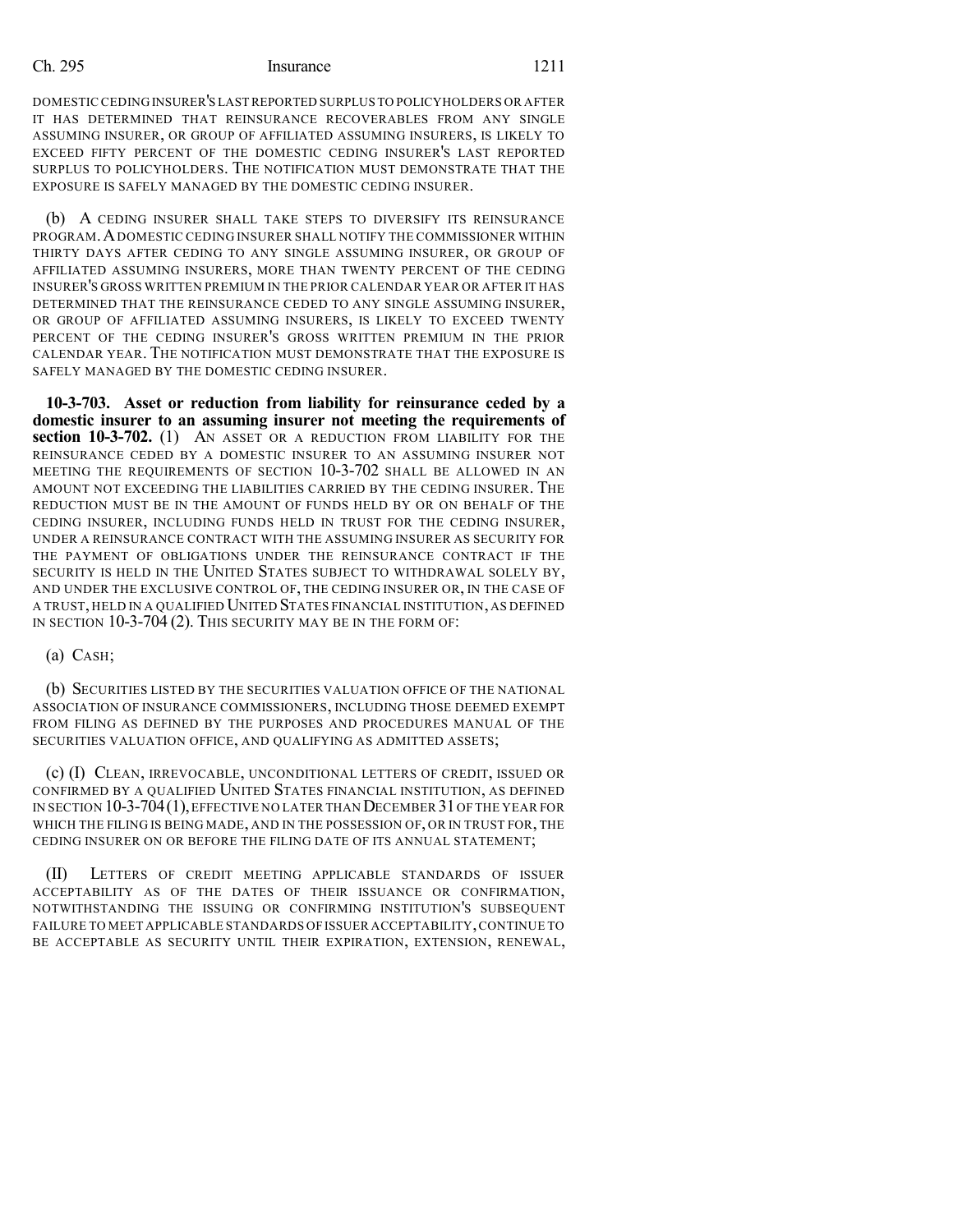DOMESTIC CEDING INSURER'S LAST REPORTED SURPLUS TO POLICYHOLDERS OR AFTER IT HAS DETERMINED THAT REINSURANCE RECOVERABLES FROM ANY SINGLE ASSUMING INSURER, OR GROUP OF AFFILIATED ASSUMING INSURERS, IS LIKELY TO EXCEED FIFTY PERCENT OF THE DOMESTIC CEDING INSURER'S LAST REPORTED SURPLUS TO POLICYHOLDERS. THE NOTIFICATION MUST DEMONSTRATE THAT THE EXPOSURE IS SAFELY MANAGED BY THE DOMESTIC CEDING INSURER.

(b) A CEDING INSURER SHALL TAKE STEPS TO DIVERSIFY ITS REINSURANCE PROGRAM. A DOMESTIC CEDING INSURER SHALL NOTIFY THE COMMISSIONER WITHIN THIRTY DAYS AFTER CEDING TO ANY SINGLE ASSUMING INSURER, OR GROUP OF AFFILIATED ASSUMING INSURERS, MORE THAN TWENTY PERCENT OF THE CEDING INSURER'S GROSS WRITTEN PREMIUM IN THE PRIOR CALENDAR YEAR OR AFTER IT HAS DETERMINED THAT THE REINSURANCE CEDED TO ANY SINGLE ASSUMING INSURER, OR GROUP OF AFFILIATED ASSUMING INSURERS, IS LIKELY TO EXCEED TWENTY PERCENT OF THE CEDING INSURER'S GROSS WRITTEN PREMIUM IN THE PRIOR CALENDAR YEAR. THE NOTIFICATION MUST DEMONSTRATE THAT THE EXPOSURE IS SAFELY MANAGED BY THE DOMESTIC CEDING INSURER.

**10-3-703. Asset or reduction from liability for reinsurance ceded by a domestic insurer to an assuming insurer not meeting the requirements of section 10-3-702.** (1) AN ASSET OR A REDUCTION FROM LIABILITY FOR THE REINSURANCE CEDED BY A DOMESTIC INSURER TO AN ASSUMING INSURER NOT MEETING THE REQUIREMENTS OF SECTION 10-3-702 SHALL BE ALLOWED IN AN AMOUNT NOT EXCEEDING THE LIABILITIES CARRIED BY THE CEDING INSURER. THE REDUCTION MUST BE IN THE AMOUNT OF FUNDS HELD BY OR ON BEHALF OF THE CEDING INSURER, INCLUDING FUNDS HELD IN TRUST FOR THE CEDING INSURER, UNDER A REINSURANCE CONTRACT WITH THE ASSUMING INSURER AS SECURITY FOR THE PAYMENT OF OBLIGATIONS UNDER THE REINSURANCE CONTRACT IF THE SECURITY IS HELD IN THE UNITED STATES SUBJECT TO WITHDRAWAL SOLELY BY, AND UNDER THE EXCLUSIVE CONTROL OF, THE CEDING INSURER OR, IN THE CASE OF A TRUST, HELD IN A QUALIFIED UNITED STATES FINANCIAL INSTITUTION, AS DEFINED IN SECTION 10-3-704 (2). THIS SECURITY MAY BE IN THE FORM OF:

(a) CASH;

(b) SECURITIES LISTED BY THE SECURITIES VALUATION OFFICE OF THE NATIONAL ASSOCIATION OF INSURANCE COMMISSIONERS, INCLUDING THOSE DEEMED EXEMPT FROM FILING AS DEFINED BY THE PURPOSES AND PROCEDURES MANUAL OF THE SECURITIES VALUATION OFFICE, AND QUALIFYING AS ADMITTED ASSETS;

(c) (I) CLEAN, IRREVOCABLE, UNCONDITIONAL LETTERS OF CREDIT, ISSUED OR CONFIRMED BY A QUALIFIED UNITED STATES FINANCIAL INSTITUTION, AS DEFINED IN SECTION 10-3-704 (1), EFFECTIVE NO LATER THAN DECEMBER 31 OF THE YEAR FOR WHICH THE FILING IS BEING MADE, AND IN THE POSSESSION OF, OR IN TRUST FOR, THE CEDING INSURER ON OR BEFORE THE FILING DATE OF ITS ANNUAL STATEMENT;

(II) LETTERS OF CREDIT MEETING APPLICABLE STANDARDS OF ISSUER ACCEPTABILITY AS OF THE DATES OF THEIR ISSUANCE OR CONFIRMATION, NOTWITHSTANDING THE ISSUING OR CONFIRMING INSTITUTION'S SUBSEQUENT FAILURE TO MEET APPLICABLE STANDARDS OF ISSUER ACCEPTABILITY, CONTINUE TO BE ACCEPTABLE AS SECURITY UNTIL THEIR EXPIRATION, EXTENSION, RENEWAL,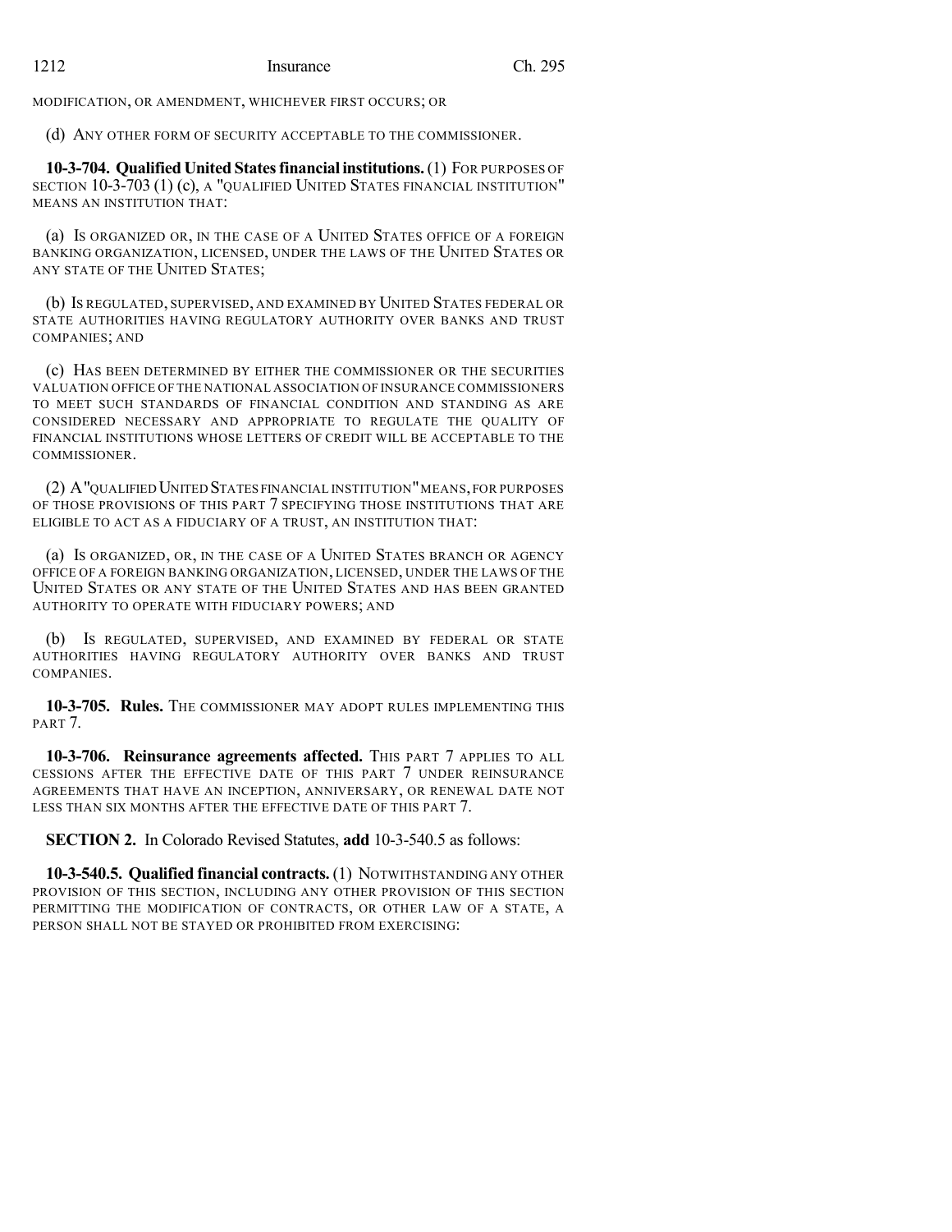MODIFICATION, OR AMENDMENT, WHICHEVER FIRST OCCURS; OR

(d) ANY OTHER FORM OF SECURITY ACCEPTABLE TO THE COMMISSIONER.

**10-3-704. Qualified United States financial institutions.** (1) FOR PURPOSES OF SECTION 10-3-703 (1) (c), A "QUALIFIED UNITED STATES FINANCIAL INSTITUTION" MEANS AN INSTITUTION THAT:

(a) IS ORGANIZED OR, IN THE CASE OF A UNITED STATES OFFICE OF A FOREIGN BANKING ORGANIZATION, LICENSED, UNDER THE LAWS OF THE UNITED STATES OR ANY STATE OF THE UNITED STATES;

(b) IS REGULATED, SUPERVISED, AND EXAMINED BY UNITED STATES FEDERAL OR STATE AUTHORITIES HAVING REGULATORY AUTHORITY OVER BANKS AND TRUST COMPANIES; AND

(c) HAS BEEN DETERMINED BY EITHER THE COMMISSIONER OR THE SECURITIES VALUATION OFFICE OF THE NATIONAL ASSOCIATION OF INSURANCE COMMISSIONERS TO MEET SUCH STANDARDS OF FINANCIAL CONDITION AND STANDING AS ARE CONSIDERED NECESSARY AND APPROPRIATE TO REGULATE THE QUALITY OF FINANCIAL INSTITUTIONS WHOSE LETTERS OF CREDIT WILL BE ACCEPTABLE TO THE COMMISSIONER.

(2) A "QUALIFIED UNITED STATES FINANCIAL INSTITUTION" MEANS, FOR PURPOSES OF THOSE PROVISIONS OF THIS PART 7 SPECIFYING THOSE INSTITUTIONS THAT ARE ELIGIBLE TO ACT AS A FIDUCIARY OF A TRUST, AN INSTITUTION THAT:

(a) IS ORGANIZED, OR, IN THE CASE OF A UNITED STATES BRANCH OR AGENCY OFFICE OF A FOREIGN BANKING ORGANIZATION, LICENSED, UNDER THE LAWS OF THE UNITED STATES OR ANY STATE OF THE UNITED STATES AND HAS BEEN GRANTED AUTHORITY TO OPERATE WITH FIDUCIARY POWERS; AND

(b) IS REGULATED, SUPERVISED, AND EXAMINED BY FEDERAL OR STATE AUTHORITIES HAVING REGULATORY AUTHORITY OVER BANKS AND TRUST COMPANIES.

**10-3-705. Rules.** THE COMMISSIONER MAY ADOPT RULES IMPLEMENTING THIS PART 7.

**10-3-706. Reinsurance agreements affected.** THIS PART 7 APPLIES TO ALL CESSIONS AFTER THE EFFECTIVE DATE OF THIS PART 7 UNDER REINSURANCE AGREEMENTS THAT HAVE AN INCEPTION, ANNIVERSARY, OR RENEWAL DATE NOT LESS THAN SIX MONTHS AFTER THE EFFECTIVE DATE OF THIS PART 7.

**SECTION 2.** In Colorado Revised Statutes, **add** 10-3-540.5 as follows:

**10-3-540.5. Qualified financial contracts.** (1) NOTWITHSTANDING ANY OTHER PROVISION OF THIS SECTION, INCLUDING ANY OTHER PROVISION OF THIS SECTION PERMITTING THE MODIFICATION OF CONTRACTS, OR OTHER LAW OF A STATE, A PERSON SHALL NOT BE STAYED OR PROHIBITED FROM EXERCISING: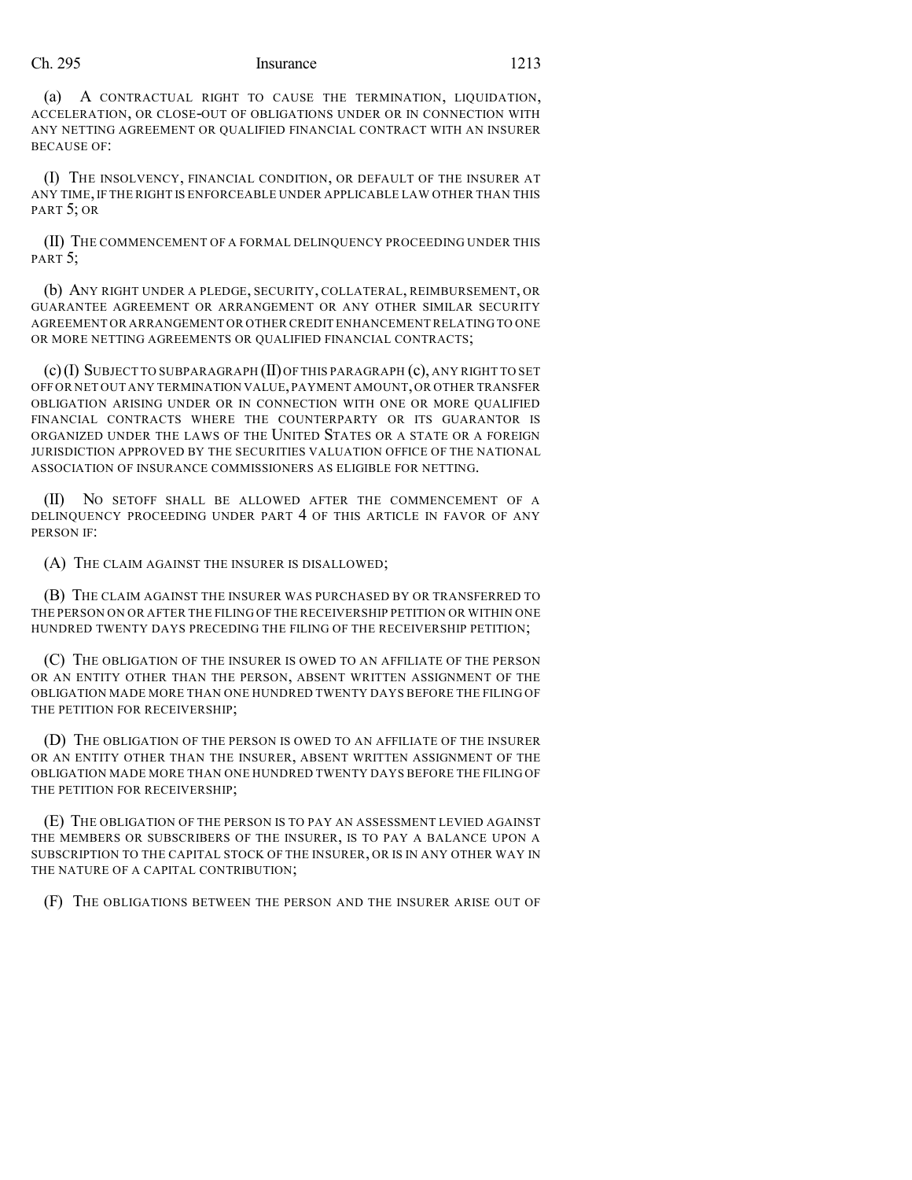(a) A CONTRACTUAL RIGHT TO CAUSE THE TERMINATION, LIQUIDATION, ACCELERATION, OR CLOSE-OUT OF OBLIGATIONS UNDER OR IN CONNECTION WITH ANY NETTING AGREEMENT OR QUALIFIED FINANCIAL CONTRACT WITH AN INSURER BECAUSE OF:

(I) THE INSOLVENCY, FINANCIAL CONDITION, OR DEFAULT OF THE INSURER AT ANY TIME, IF THE RIGHT IS ENFORCEABLE UNDER APPLICABLE LAW OTHER THAN THIS PART 5; OR

(II) THE COMMENCEMENT OF A FORMAL DELINQUENCY PROCEEDING UNDER THIS PART 5;

(b) ANY RIGHT UNDER A PLEDGE, SECURITY, COLLATERAL, REIMBURSEMENT, OR GUARANTEE AGREEMENT OR ARRANGEMENT OR ANY OTHER SIMILAR SECURITY AGREEMENT OR ARRANGEMENT OR OTHER CREDIT ENHANCEMENT RELATING TO ONE OR MORE NETTING AGREEMENTS OR QUALIFIED FINANCIAL CONTRACTS;

(c) (I) SUBJECT TO SUBPARAGRAPH (II) OF THIS PARAGRAPH (c), ANY RIGHT TO SET OFF OR NET OUT ANY TERMINATION VALUE, PAYMENT AMOUNT, OR OTHER TRANSFER OBLIGATION ARISING UNDER OR IN CONNECTION WITH ONE OR MORE QUALIFIED FINANCIAL CONTRACTS WHERE THE COUNTERPARTY OR ITS GUARANTOR IS ORGANIZED UNDER THE LAWS OF THE UNITED STATES OR A STATE OR A FOREIGN JURISDICTION APPROVED BY THE SECURITIES VALUATION OFFICE OF THE NATIONAL ASSOCIATION OF INSURANCE COMMISSIONERS AS ELIGIBLE FOR NETTING.

(II) NO SETOFF SHALL BE ALLOWED AFTER THE COMMENCEMENT OF A DELINQUENCY PROCEEDING UNDER PART 4 OF THIS ARTICLE IN FAVOR OF ANY PERSON IF:

(A) THE CLAIM AGAINST THE INSURER IS DISALLOWED;

(B) THE CLAIM AGAINST THE INSURER WAS PURCHASED BY OR TRANSFERRED TO THE PERSON ON OR AFTER THE FILING OF THE RECEIVERSHIP PETITION OR WITHIN ONE HUNDRED TWENTY DAYS PRECEDING THE FILING OF THE RECEIVERSHIP PETITION;

(C) THE OBLIGATION OF THE INSURER IS OWED TO AN AFFILIATE OF THE PERSON OR AN ENTITY OTHER THAN THE PERSON, ABSENT WRITTEN ASSIGNMENT OF THE OBLIGATION MADE MORE THAN ONE HUNDRED TWENTY DAYS BEFORE THE FILING OF THE PETITION FOR RECEIVERSHIP;

(D) THE OBLIGATION OF THE PERSON IS OWED TO AN AFFILIATE OF THE INSURER OR AN ENTITY OTHER THAN THE INSURER, ABSENT WRITTEN ASSIGNMENT OF THE OBLIGATION MADE MORE THAN ONE HUNDRED TWENTY DAYS BEFORE THE FILING OF THE PETITION FOR RECEIVERSHIP;

(E) THE OBLIGATION OF THE PERSON IS TO PAY AN ASSESSMENT LEVIED AGAINST THE MEMBERS OR SUBSCRIBERS OF THE INSURER, IS TO PAY A BALANCE UPON A SUBSCRIPTION TO THE CAPITAL STOCK OF THE INSURER, OR IS IN ANY OTHER WAY IN THE NATURE OF A CAPITAL CONTRIBUTION;

(F) THE OBLIGATIONS BETWEEN THE PERSON AND THE INSURER ARISE OUT OF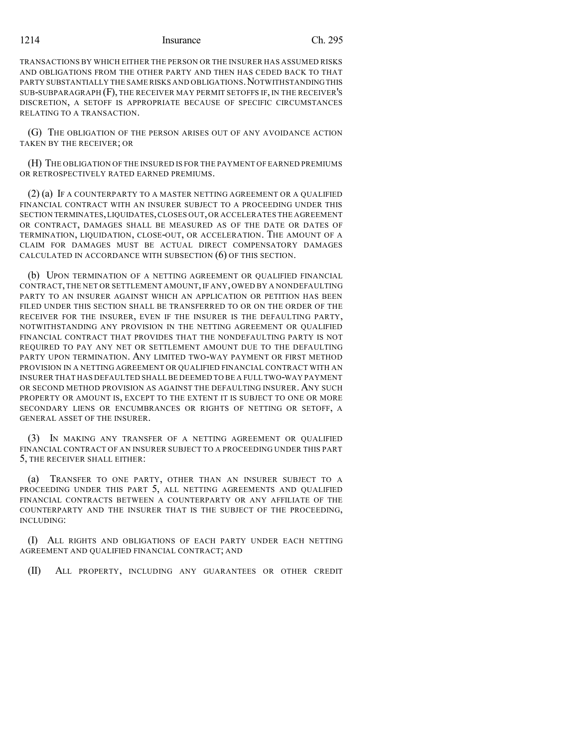TRANSACTIONS BY WHICH EITHER THE PERSON OR THE INSURER HAS ASSUMED RISKS AND OBLIGATIONS FROM THE OTHER PARTY AND THEN HAS CEDED BACK TO THAT PARTY SUBSTANTIALLY THE SAME RISKS AND OBLIGATIONS. NOTWITHSTANDING THIS SUB-SUBPARAGRAPH (F), THE RECEIVER MAY PERMIT SETOFFS IF, IN THE RECEIVER'S DISCRETION, A SETOFF IS APPROPRIATE BECAUSE OF SPECIFIC CIRCUMSTANCES RELATING TO A TRANSACTION.

(G) THE OBLIGATION OF THE PERSON ARISES OUT OF ANY AVOIDANCE ACTION TAKEN BY THE RECEIVER; OR

(H) THE OBLIGATION OF THE INSURED IS FOR THE PAYMENT OF EARNED PREMIUMS OR RETROSPECTIVELY RATED EARNED PREMIUMS.

(2) (a) IF A COUNTERPARTY TO A MASTER NETTING AGREEMENT OR A QUALIFIED FINANCIAL CONTRACT WITH AN INSURER SUBJECT TO A PROCEEDING UNDER THIS SECTION TERMINATES, LIQUIDATES, CLOSES OUT, OR ACCELERATES THE AGREEMENT OR CONTRACT, DAMAGES SHALL BE MEASURED AS OF THE DATE OR DATES OF TERMINATION, LIQUIDATION, CLOSE-OUT, OR ACCELERATION. THE AMOUNT OF A CLAIM FOR DAMAGES MUST BE ACTUAL DIRECT COMPENSATORY DAMAGES CALCULATED IN ACCORDANCE WITH SUBSECTION (6) OF THIS SECTION.

(b) UPON TERMINATION OF A NETTING AGREEMENT OR QUALIFIED FINANCIAL CONTRACT, THE NET OR SETTLEMENT AMOUNT, IF ANY, OWED BY A NONDEFAULTING PARTY TO AN INSURER AGAINST WHICH AN APPLICATION OR PETITION HAS BEEN FILED UNDER THIS SECTION SHALL BE TRANSFERRED TO OR ON THE ORDER OF THE RECEIVER FOR THE INSURER, EVEN IF THE INSURER IS THE DEFAULTING PARTY, NOTWITHSTANDING ANY PROVISION IN THE NETTING AGREEMENT OR QUALIFIED FINANCIAL CONTRACT THAT PROVIDES THAT THE NONDEFAULTING PARTY IS NOT REQUIRED TO PAY ANY NET OR SETTLEMENT AMOUNT DUE TO THE DEFAULTING PARTY UPON TERMINATION. ANY LIMITED TWO-WAY PAYMENT OR FIRST METHOD PROVISION IN A NETTING AGREEMENT OR QUALIFIED FINANCIAL CONTRACT WITH AN INSURER THAT HAS DEFAULTED SHALL BE DEEMED TO BE A FULL TWO-WAY PAYMENT OR SECOND METHOD PROVISION AS AGAINST THE DEFAULTING INSURER. ANY SUCH PROPERTY OR AMOUNT IS, EXCEPT TO THE EXTENT IT IS SUBJECT TO ONE OR MORE SECONDARY LIENS OR ENCUMBRANCES OR RIGHTS OF NETTING OR SETOFF, A GENERAL ASSET OF THE INSURER.

(3) IN MAKING ANY TRANSFER OF A NETTING AGREEMENT OR QUALIFIED FINANCIAL CONTRACT OF AN INSURER SUBJECT TO A PROCEEDING UNDER THIS PART 5, THE RECEIVER SHALL EITHER:

(a) TRANSFER TO ONE PARTY, OTHER THAN AN INSURER SUBJECT TO A PROCEEDING UNDER THIS PART 5, ALL NETTING AGREEMENTS AND QUALIFIED FINANCIAL CONTRACTS BETWEEN A COUNTERPARTY OR ANY AFFILIATE OF THE COUNTERPARTY AND THE INSURER THAT IS THE SUBJECT OF THE PROCEEDING, INCLUDING:

(I) ALL RIGHTS AND OBLIGATIONS OF EACH PARTY UNDER EACH NETTING AGREEMENT AND QUALIFIED FINANCIAL CONTRACT; AND

(II) ALL PROPERTY, INCLUDING ANY GUARANTEES OR OTHER CREDIT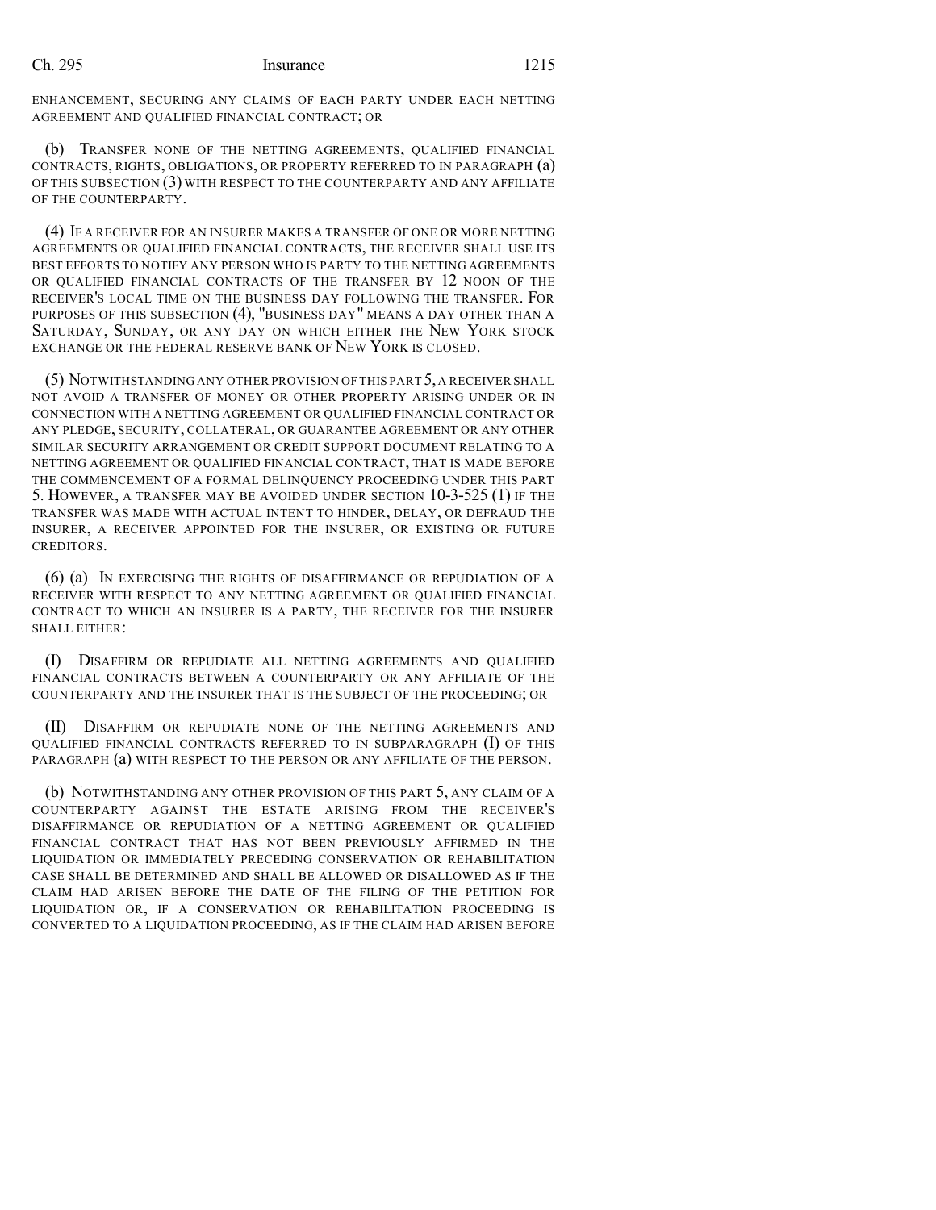ENHANCEMENT, SECURING ANY CLAIMS OF EACH PARTY UNDER EACH NETTING AGREEMENT AND QUALIFIED FINANCIAL CONTRACT; OR

(b) TRANSFER NONE OF THE NETTING AGREEMENTS, QUALIFIED FINANCIAL CONTRACTS, RIGHTS, OBLIGATIONS, OR PROPERTY REFERRED TO IN PARAGRAPH (a) OF THIS SUBSECTION (3) WITH RESPECT TO THE COUNTERPARTY AND ANY AFFILIATE OF THE COUNTERPARTY.

(4) IF A RECEIVER FOR AN INSURER MAKES A TRANSFER OF ONE OR MORE NETTING AGREEMENTS OR QUALIFIED FINANCIAL CONTRACTS, THE RECEIVER SHALL USE ITS BEST EFFORTS TO NOTIFY ANY PERSON WHO IS PARTY TO THE NETTING AGREEMENTS OR QUALIFIED FINANCIAL CONTRACTS OF THE TRANSFER BY 12 NOON OF THE RECEIVER'S LOCAL TIME ON THE BUSINESS DAY FOLLOWING THE TRANSFER. FOR PURPOSES OF THIS SUBSECTION (4), "BUSINESS DAY" MEANS A DAY OTHER THAN A SATURDAY, SUNDAY, OR ANY DAY ON WHICH EITHER THE NEW YORK STOCK EXCHANGE OR THE FEDERAL RESERVE BANK OF NEW YORK IS CLOSED.

(5) NOTWITHSTANDING ANY OTHER PROVISION OF THIS PART 5, A RECEIVER SHALL NOT AVOID A TRANSFER OF MONEY OR OTHER PROPERTY ARISING UNDER OR IN CONNECTION WITH A NETTING AGREEMENT OR QUALIFIED FINANCIAL CONTRACT OR ANY PLEDGE, SECURITY, COLLATERAL, OR GUARANTEE AGREEMENT OR ANY OTHER SIMILAR SECURITY ARRANGEMENT OR CREDIT SUPPORT DOCUMENT RELATING TO A NETTING AGREEMENT OR QUALIFIED FINANCIAL CONTRACT, THAT IS MADE BEFORE THE COMMENCEMENT OF A FORMAL DELINQUENCY PROCEEDING UNDER THIS PART 5. HOWEVER, A TRANSFER MAY BE AVOIDED UNDER SECTION 10-3-525 (1) IF THE TRANSFER WAS MADE WITH ACTUAL INTENT TO HINDER, DELAY, OR DEFRAUD THE INSURER, A RECEIVER APPOINTED FOR THE INSURER, OR EXISTING OR FUTURE CREDITORS.

(6) (a) IN EXERCISING THE RIGHTS OF DISAFFIRMANCE OR REPUDIATION OF A RECEIVER WITH RESPECT TO ANY NETTING AGREEMENT OR QUALIFIED FINANCIAL CONTRACT TO WHICH AN INSURER IS A PARTY, THE RECEIVER FOR THE INSURER SHALL EITHER:

(I) DISAFFIRM OR REPUDIATE ALL NETTING AGREEMENTS AND QUALIFIED FINANCIAL CONTRACTS BETWEEN A COUNTERPARTY OR ANY AFFILIATE OF THE COUNTERPARTY AND THE INSURER THAT IS THE SUBJECT OF THE PROCEEDING; OR

(II) DISAFFIRM OR REPUDIATE NONE OF THE NETTING AGREEMENTS AND QUALIFIED FINANCIAL CONTRACTS REFERRED TO IN SUBPARAGRAPH (I) OF THIS PARAGRAPH (a) WITH RESPECT TO THE PERSON OR ANY AFFILIATE OF THE PERSON.

(b) NOTWITHSTANDING ANY OTHER PROVISION OF THIS PART 5, ANY CLAIM OF A COUNTERPARTY AGAINST THE ESTATE ARISING FROM THE RECEIVER'S DISAFFIRMANCE OR REPUDIATION OF A NETTING AGREEMENT OR QUALIFIED FINANCIAL CONTRACT THAT HAS NOT BEEN PREVIOUSLY AFFIRMED IN THE LIQUIDATION OR IMMEDIATELY PRECEDING CONSERVATION OR REHABILITATION CASE SHALL BE DETERMINED AND SHALL BE ALLOWED OR DISALLOWED AS IF THE CLAIM HAD ARISEN BEFORE THE DATE OF THE FILING OF THE PETITION FOR LIQUIDATION OR, IF A CONSERVATION OR REHABILITATION PROCEEDING IS CONVERTED TO A LIQUIDATION PROCEEDING, AS IF THE CLAIM HAD ARISEN BEFORE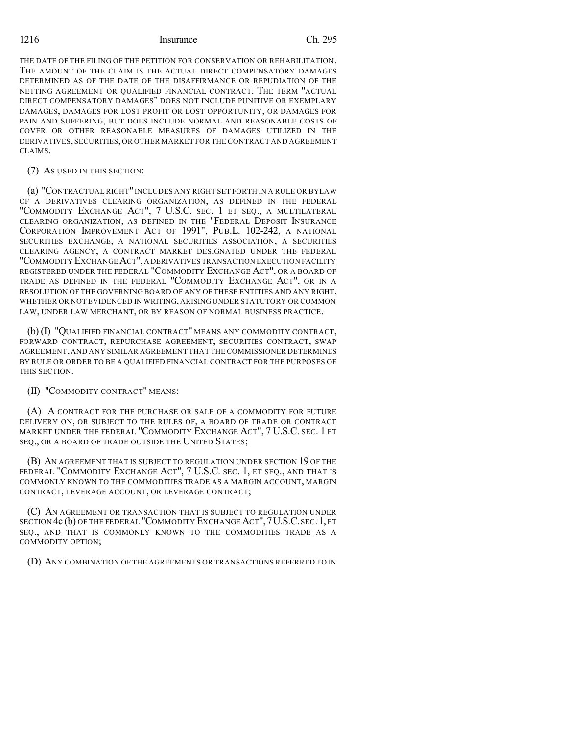THE DATE OF THE FILING OF THE PETITION FOR CONSERVATION OR REHABILITATION. THE AMOUNT OF THE CLAIM IS THE ACTUAL DIRECT COMPENSATORY DAMAGES DETERMINED AS OF THE DATE OF THE DISAFFIRMANCE OR REPUDIATION OF THE NETTING AGREEMENT OR QUALIFIED FINANCIAL CONTRACT. THE TERM "ACTUAL DIRECT COMPENSATORY DAMAGES" DOES NOT INCLUDE PUNITIVE OR EXEMPLARY DAMAGES, DAMAGES FOR LOST PROFIT OR LOST OPPORTUNITY, OR DAMAGES FOR PAIN AND SUFFERING, BUT DOES INCLUDE NORMAL AND REASONABLE COSTS OF COVER OR OTHER REASONABLE MEASURES OF DAMAGES UTILIZED IN THE DERIVATIVES, SECURITIES, OR OTHER MARKET FOR THE CONTRACT AND AGREEMENT CLAIMS.

(7) AS USED IN THIS SECTION:

(a) "CONTRACTUAL RIGHT" INCLUDES ANY RIGHT SET FORTH IN A RULE OR BYLAW OF A DERIVATIVES CLEARING ORGANIZATION, AS DEFINED IN THE FEDERAL "COMMODITY EXCHANGE ACT", 7 U.S.C. SEC. 1 ET SEQ., A MULTILATERAL CLEARING ORGANIZATION, AS DEFINED IN THE "FEDERAL DEPOSIT INSURANCE CORPORATION IMPROVEMENT ACT OF 1991", PUB.L. 102-242, A NATIONAL SECURITIES EXCHANGE, A NATIONAL SECURITIES ASSOCIATION, A SECURITIES CLEARING AGENCY, A CONTRACT MARKET DESIGNATED UNDER THE FEDERAL "COMMODITY EXCHANGE ACT", A DERIVATIVES TRANSACTION EXECUTION FACILITY REGISTERED UNDER THE FEDERAL "COMMODITY EXCHANGE ACT", OR A BOARD OF TRADE AS DEFINED IN THE FEDERAL "COMMODITY EXCHANGE ACT", OR IN A RESOLUTION OF THE GOVERNING BOARD OF ANY OF THESE ENTITIES AND ANY RIGHT, WHETHER OR NOT EVIDENCED IN WRITING, ARISING UNDER STATUTORY OR COMMON LAW, UNDER LAW MERCHANT, OR BY REASON OF NORMAL BUSINESS PRACTICE.

(b) (I) "QUALIFIED FINANCIAL CONTRACT" MEANS ANY COMMODITY CONTRACT, FORWARD CONTRACT, REPURCHASE AGREEMENT, SECURITIES CONTRACT, SWAP AGREEMENT, AND ANY SIMILAR AGREEMENT THAT THE COMMISSIONER DETERMINES BY RULE OR ORDER TO BE A QUALIFIED FINANCIAL CONTRACT FOR THE PURPOSES OF THIS SECTION.

(II) "COMMODITY CONTRACT" MEANS:

(A) A CONTRACT FOR THE PURCHASE OR SALE OF A COMMODITY FOR FUTURE DELIVERY ON, OR SUBJECT TO THE RULES OF, A BOARD OF TRADE OR CONTRACT MARKET UNDER THE FEDERAL "COMMODITY EXCHANGE ACT", 7 U.S.C. SEC. 1 ET SEQ., OR A BOARD OF TRADE OUTSIDE THE UNITED STATES;

(B) AN AGREEMENT THAT IS SUBJECT TO REGULATION UNDER SECTION 19 OF THE FEDERAL "COMMODITY EXCHANGE ACT", 7 U.S.C. SEC. 1, ET SEQ., AND THAT IS COMMONLY KNOWN TO THE COMMODITIES TRADE AS A MARGIN ACCOUNT, MARGIN CONTRACT, LEVERAGE ACCOUNT, OR LEVERAGE CONTRACT;

(C) AN AGREEMENT OR TRANSACTION THAT IS SUBJECT TO REGULATION UNDER SECTION 4c (b) OF THE FEDERAL "COMMODITY EXCHANGE ACT", 7 U.S.C. SEC. 1, ET SEQ., AND THAT IS COMMONLY KNOWN TO THE COMMODITIES TRADE AS A COMMODITY OPTION;

(D) ANY COMBINATION OF THE AGREEMENTS OR TRANSACTIONS REFERRED TO IN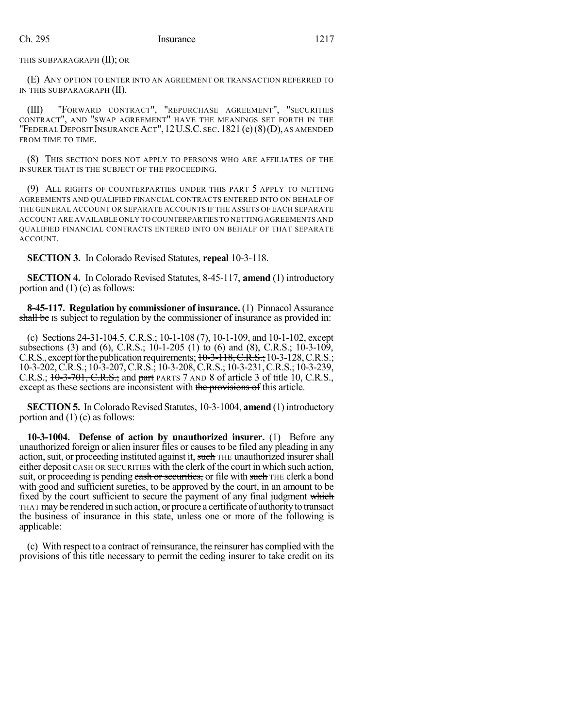THIS SUBPARAGRAPH (II); OR

(E) ANY OPTION TO ENTER INTO AN AGREEMENT OR TRANSACTION REFERRED TO IN THIS SUBPARAGRAPH (II).

(III) "FORWARD CONTRACT", "REPURCHASE AGREEMENT", "SECURITIES CONTRACT", AND "SWAP AGREEMENT" HAVE THE MEANINGS SET FORTH IN THE "FEDERAL DEPOSIT INSURANCE ACT", 12 U.S.C. SEC. 1821 (e) (8) (D), AS AMENDED FROM TIME TO TIME.

(8) THIS SECTION DOES NOT APPLY TO PERSONS WHO ARE AFFILIATES OF THE INSURER THAT IS THE SUBJECT OF THE PROCEEDING.

(9) ALL RIGHTS OF COUNTERPARTIES UNDER THIS PART 5 APPLY TO NETTING AGREEMENTS AND QUALIFIED FINANCIAL CONTRACTS ENTERED INTO ON BEHALF OF THE GENERAL ACCOUNT OR SEPARATE ACCOUNTS IF THE ASSETS OF EACH SEPARATE ACCOUNT ARE AVAILABLE ONLY TO COUNTERPARTIES TO NETTING AGREEMENTS AND QUALIFIED FINANCIAL CONTRACTS ENTERED INTO ON BEHALF OF THAT SEPARATE ACCOUNT.

**SECTION 3.** In Colorado Revised Statutes, **repeal** 10-3-118.

**SECTION 4.** In Colorado Revised Statutes, 8-45-117, **amend** (1) introductory portion and (1) (c) as follows:

**8-45-117. Regulation by commissioner of insurance.** (1) Pinnacol Assurance ~~shall be~~ IS subject to regulation by the commissioner of insurance as provided in:

(c) Sections 24-31-104.5, C.R.S.; 10-1-108 (7), 10-1-109, and 10-1-102, except subsections (3) and (6), C.R.S.; 10-1-205 (1) to (6) and (8), C.R.S.; 10-3-109, C.R.S., except for the publication requirements; ~~10-3-118, C.R.S.;~~ 10-3-128, C.R.S.; 10-3-202, C.R.S.; 10-3-207, C.R.S.; 10-3-208, C.R.S.; 10-3-231, C.R.S.; 10-3-239, C.R.S.; ~~10-3-701, C.R.S.;~~ and ~~part~~ PARTS 7 AND 8 of article 3 of title 10, C.R.S., except as these sections are inconsistent with ~~the provisions of~~ this article.

**SECTION 5.** In Colorado Revised Statutes, 10-3-1004, **amend** (1) introductory portion and (1) (c) as follows:

**10-3-1004. Defense of action by unauthorized insurer.** (1) Before any unauthorized foreign or alien insurer files or causes to be filed any pleading in any action, suit, or proceeding instituted against it, ~~such~~ THE unauthorized insurer shall either deposit CASH OR SECURITIES with the clerk of the court in which such action, suit, or proceeding is pending ~~cash or securities,~~ or file with ~~such~~ THE clerk a bond with good and sufficient sureties, to be approved by the court, in an amount to be fixed by the court sufficient to secure the payment of any final judgment ~~which~~ THAT may be rendered in such action, or procure a certificate of authority to transact the business of insurance in this state, unless one or more of the following is applicable:

(c) With respect to a contract of reinsurance, the reinsurer has complied with the provisions of this title necessary to permit the ceding insurer to take credit on its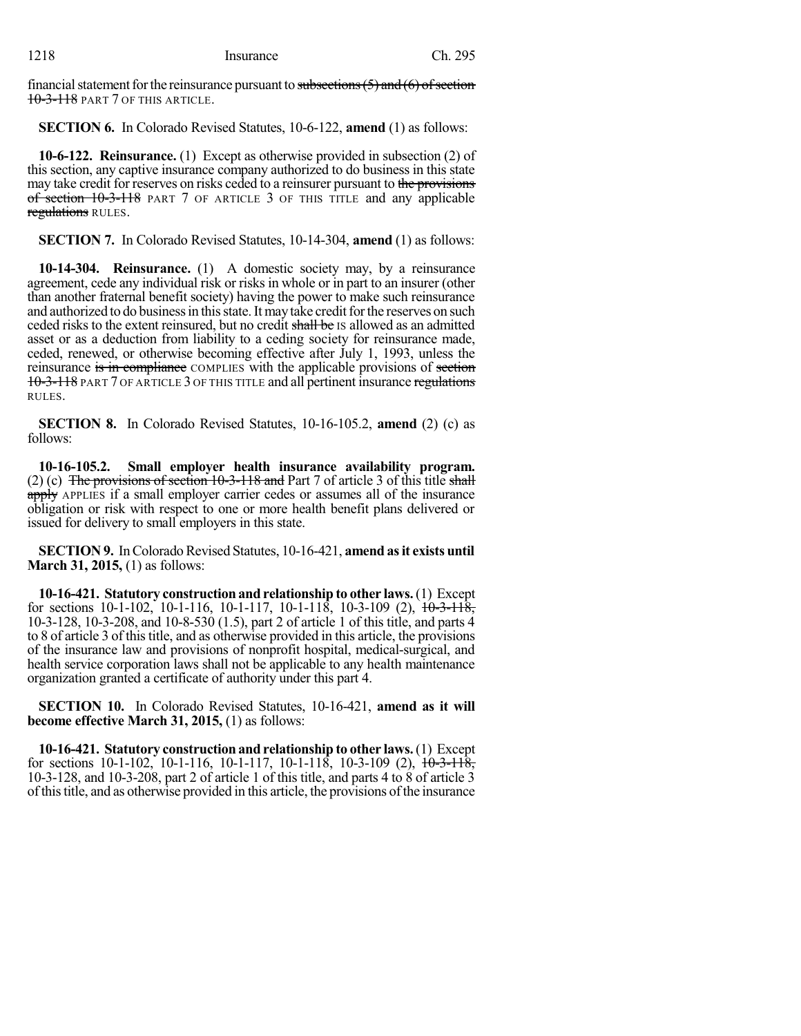financial statement for the reinsurance pursuant to ~~subsections (5) and (6) of section 10-3-118~~ PART 7 OF THIS ARTICLE.

**SECTION 6.** In Colorado Revised Statutes, 10-6-122, **amend** (1) as follows:

**10-6-122. Reinsurance.** (1) Except as otherwise provided in subsection (2) of this section, any captive insurance company authorized to do business in this state may take credit for reserves on risks ceded to a reinsurer pursuant to ~~the provisions of section 10-3-118~~ PART 7 OF ARTICLE 3 OF THIS TITLE and any applicable ~~regulations~~ RULES.

**SECTION 7.** In Colorado Revised Statutes, 10-14-304, **amend** (1) as follows:

**10-14-304. Reinsurance.** (1) A domestic society may, by a reinsurance agreement, cede any individual risk or risks in whole or in part to an insurer (other than another fraternal benefit society) having the power to make such reinsurance and authorized to do business in this state. It may take credit for the reserves on such ceded risks to the extent reinsured, but no credit ~~shall be~~ IS allowed as an admitted asset or as a deduction from liability to a ceding society for reinsurance made, ceded, renewed, or otherwise becoming effective after July 1, 1993, unless the reinsurance ~~is in compliance~~ COMPLIES with the applicable provisions of ~~section 10-3-118~~ PART 7 OF ARTICLE 3 OF THIS TITLE and all pertinent insurance ~~regulations~~ RULES.

**SECTION 8.** In Colorado Revised Statutes, 10-16-105.2, **amend** (2) (c) as follows:

**10-16-105.2. Small employer health insurance availability program.** (2) (c) ~~The provisions of section 10-3-118 and~~ Part 7 of article 3 of this title ~~shall apply~~ APPLIES if a small employer carrier cedes or assumes all of the insurance obligation or risk with respect to one or more health benefit plans delivered or issued for delivery to small employers in this state.

**SECTION 9.** In Colorado Revised Statutes, 10-16-421, **amend as it exists until March 31, 2015,** (1) as follows:

**10-16-421. Statutory construction and relationship to other laws.** (1) Except for sections 10-1-102, 10-1-116, 10-1-117, 10-1-118, 10-3-109 (2), ~~10-3-118,~~ 10-3-128, 10-3-208, and 10-8-530 (1.5), part 2 of article 1 of this title, and parts 4 to 8 of article 3 of this title, and as otherwise provided in this article, the provisions of the insurance law and provisions of nonprofit hospital, medical-surgical, and health service corporation laws shall not be applicable to any health maintenance organization granted a certificate of authority under this part 4.

**SECTION 10.** In Colorado Revised Statutes, 10-16-421, **amend as it will become effective March 31, 2015,** (1) as follows:

**10-16-421. Statutory construction and relationship to other laws.** (1) Except for sections 10-1-102, 10-1-116, 10-1-117, 10-1-118, 10-3-109 (2), ~~10-3-118,~~ 10-3-128, and 10-3-208, part 2 of article 1 of this title, and parts 4 to 8 of article 3 of this title, and as otherwise provided in this article, the provisions of the insurance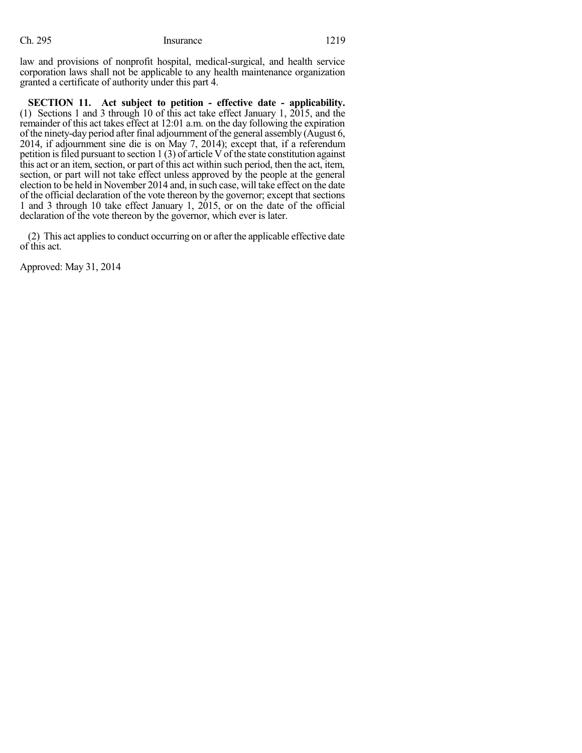law and provisions of nonprofit hospital, medical-surgical, and health service corporation laws shall not be applicable to any health maintenance organization granted a certificate of authority under this part 4.

**SECTION 11. Act subject to petition - effective date - applicability.** (1) Sections 1 and 3 through 10 of this act take effect January 1, 2015, and the remainder of this act takes effect at 12:01 a.m. on the day following the expiration of the ninety-day period after final adjournment of the general assembly (August 6, 2014, if adjournment sine die is on May 7, 2014); except that, if a referendum petition is filed pursuant to section 1 (3) of article V of the state constitution against this act or an item, section, or part of this act within such period, then the act, item, section, or part will not take effect unless approved by the people at the general election to be held in November 2014 and, in such case, will take effect on the date of the official declaration of the vote thereon by the governor; except that sections 1 and 3 through 10 take effect January 1, 2015, or on the date of the official declaration of the vote thereon by the governor, which ever is later.

(2) This act applies to conduct occurring on or after the applicable effective date of this act.

Approved: May 31, 2014